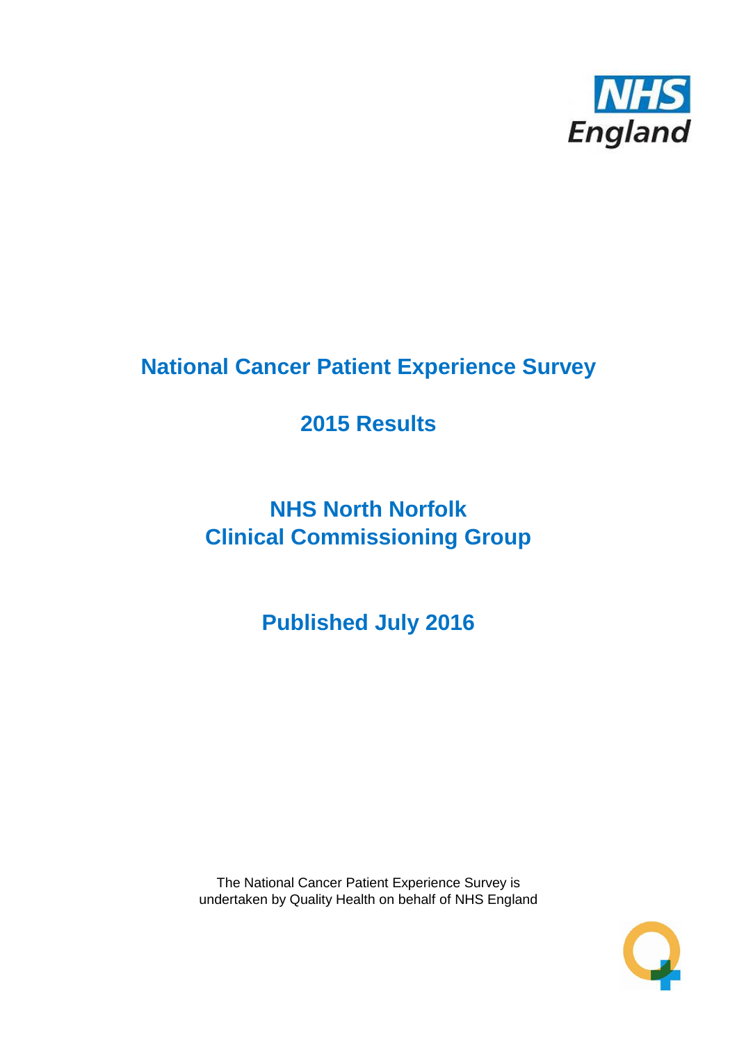NHS England

# National Cancer Patient Experience Survey

## 2015 Results

## NHS North Norfolk Clinical Commissioning Group

## Published July 2016

The National Cancer Patient Experience Survey is undertaken by Quality Health on behalf of NHS England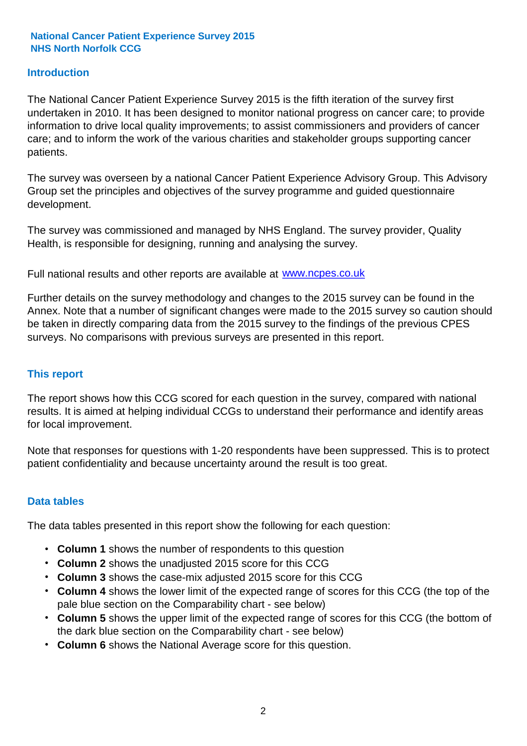**National Cancer Patient Experience Survey 2015**
**NHS North Norfolk CCG**

## Introduction

The National Cancer Patient Experience Survey 2015 is the fifth iteration of the survey first undertaken in 2010. It has been designed to monitor national progress on cancer care; to provide information to drive local quality improvements; to assist commissioners and providers of cancer care; and to inform the work of the various charities and stakeholder groups supporting cancer patients.

The survey was overseen by a national Cancer Patient Experience Advisory Group. This Advisory Group set the principles and objectives of the survey programme and guided questionnaire development.

The survey was commissioned and managed by NHS England. The survey provider, Quality Health, is responsible for designing, running and analysing the survey.

Full national results and other reports are available at [www.ncpes.co.uk](http://www.ncpes.co.uk)

Further details on the survey methodology and changes to the 2015 survey can be found in the Annex. Note that a number of significant changes were made to the 2015 survey so caution should be taken in directly comparing data from the 2015 survey to the findings of the previous CPES surveys. No comparisons with previous surveys are presented in this report.

## This report

The report shows how this CCG scored for each question in the survey, compared with national results. It is aimed at helping individual CCGs to understand their performance and identify areas for local improvement.

Note that responses for questions with 1-20 respondents have been suppressed. This is to protect patient confidentiality and because uncertainty around the result is too great.

## Data tables

The data tables presented in this report show the following for each question:

- **Column 1** shows the number of respondents to this question
- **Column 2** shows the unadjusted 2015 score for this CCG
- **Column 3** shows the case-mix adjusted 2015 score for this CCG
- **Column 4** shows the lower limit of the expected range of scores for this CCG (the top of the pale blue section on the Comparability chart - see below)
- **Column 5** shows the upper limit of the expected range of scores for this CCG (the bottom of the dark blue section on the Comparability chart - see below)
- **Column 6** shows the National Average score for this question.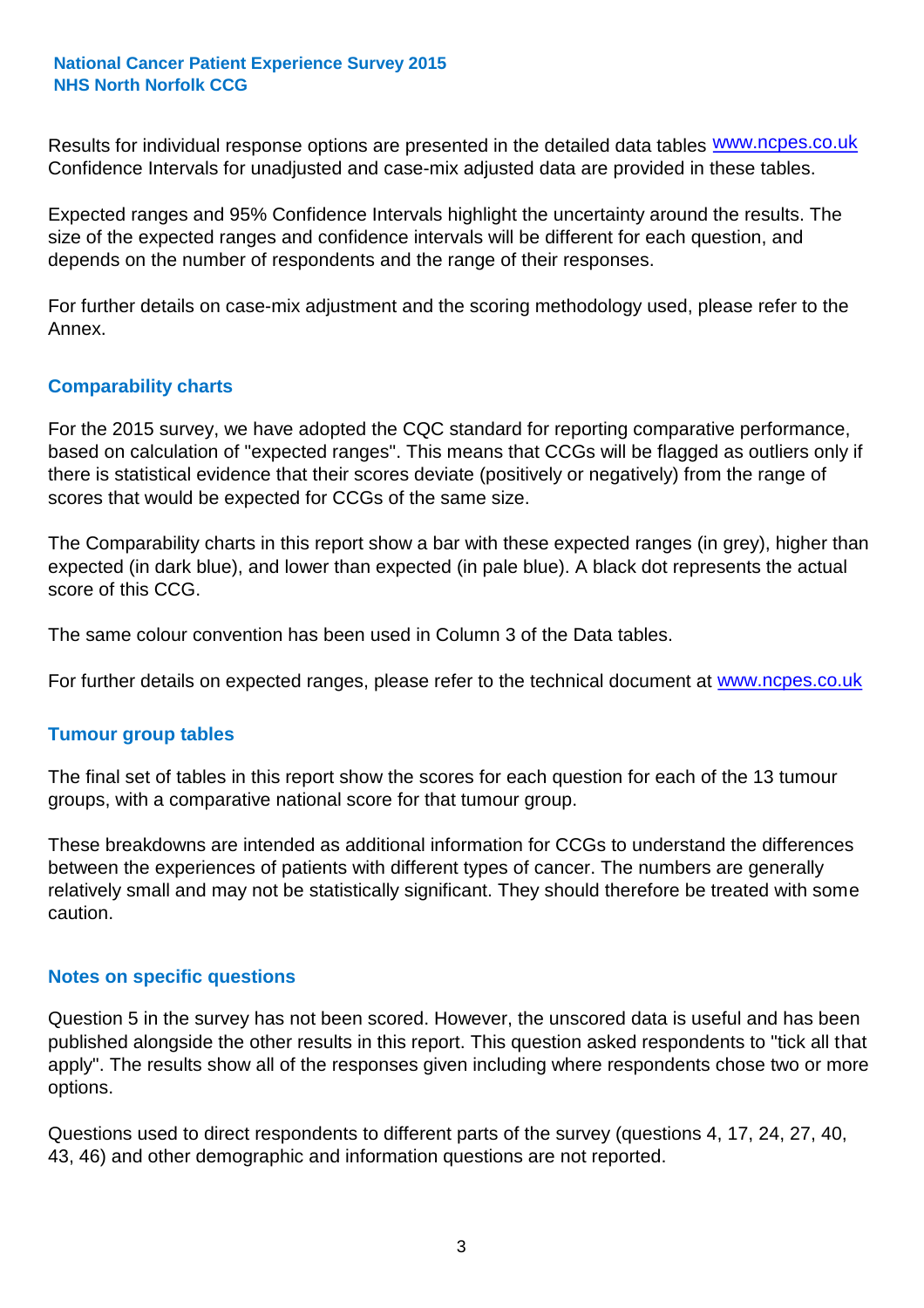Results for individual response options are presented in the detailed data tables www.ncpes.co.uk Confidence Intervals for unadjusted and case-mix adjusted data are provided in these tables.

Expected ranges and 95% Confidence Intervals highlight the uncertainty around the results. The size of the expected ranges and confidence intervals will be different for each question, and depends on the number of respondents and the range of their responses.

For further details on case-mix adjustment and the scoring methodology used, please refer to the Annex.

## Comparability charts

For the 2015 survey, we have adopted the CQC standard for reporting comparative performance, based on calculation of "expected ranges". This means that CCGs will be flagged as outliers only if there is statistical evidence that their scores deviate (positively or negatively) from the range of scores that would be expected for CCGs of the same size.

The Comparability charts in this report show a bar with these expected ranges (in grey), higher than expected (in dark blue), and lower than expected (in pale blue). A black dot represents the actual score of this CCG.

The same colour convention has been used in Column 3 of the Data tables.

For further details on expected ranges, please refer to the technical document at www.ncpes.co.uk

## Tumour group tables

The final set of tables in this report show the scores for each question for each of the 13 tumour groups, with a comparative national score for that tumour group.

These breakdowns are intended as additional information for CCGs to understand the differences between the experiences of patients with different types of cancer. The numbers are generally relatively small and may not be statistically significant. They should therefore be treated with some caution.

## Notes on specific questions

Question 5 in the survey has not been scored. However, the unscored data is useful and has been published alongside the other results in this report. This question asked respondents to "tick all that apply". The results show all of the responses given including where respondents chose two or more options.

Questions used to direct respondents to different parts of the survey (questions 4, 17, 24, 27, 40, 43, 46) and other demographic and information questions are not reported.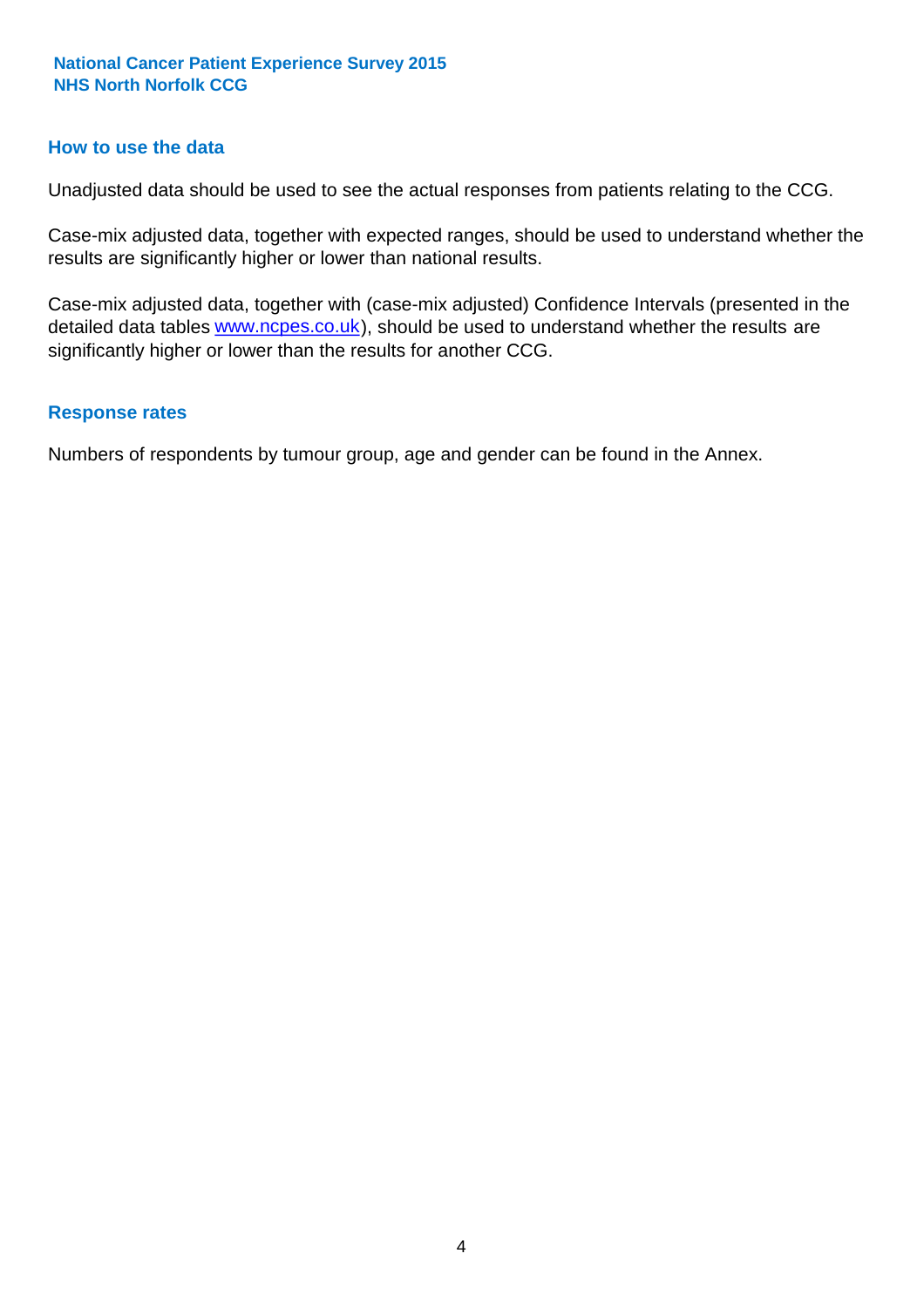## How to use the data

Unadjusted data should be used to see the actual responses from patients relating to the CCG.

Case-mix adjusted data, together with expected ranges, should be used to understand whether the results are significantly higher or lower than national results.

Case-mix adjusted data, together with (case-mix adjusted) Confidence Intervals (presented in the detailed data tables www.ncpes.co.uk), should be used to understand whether the results are significantly higher or lower than the results for another CCG.

## Response rates

Numbers of respondents by tumour group, age and gender can be found in the Annex.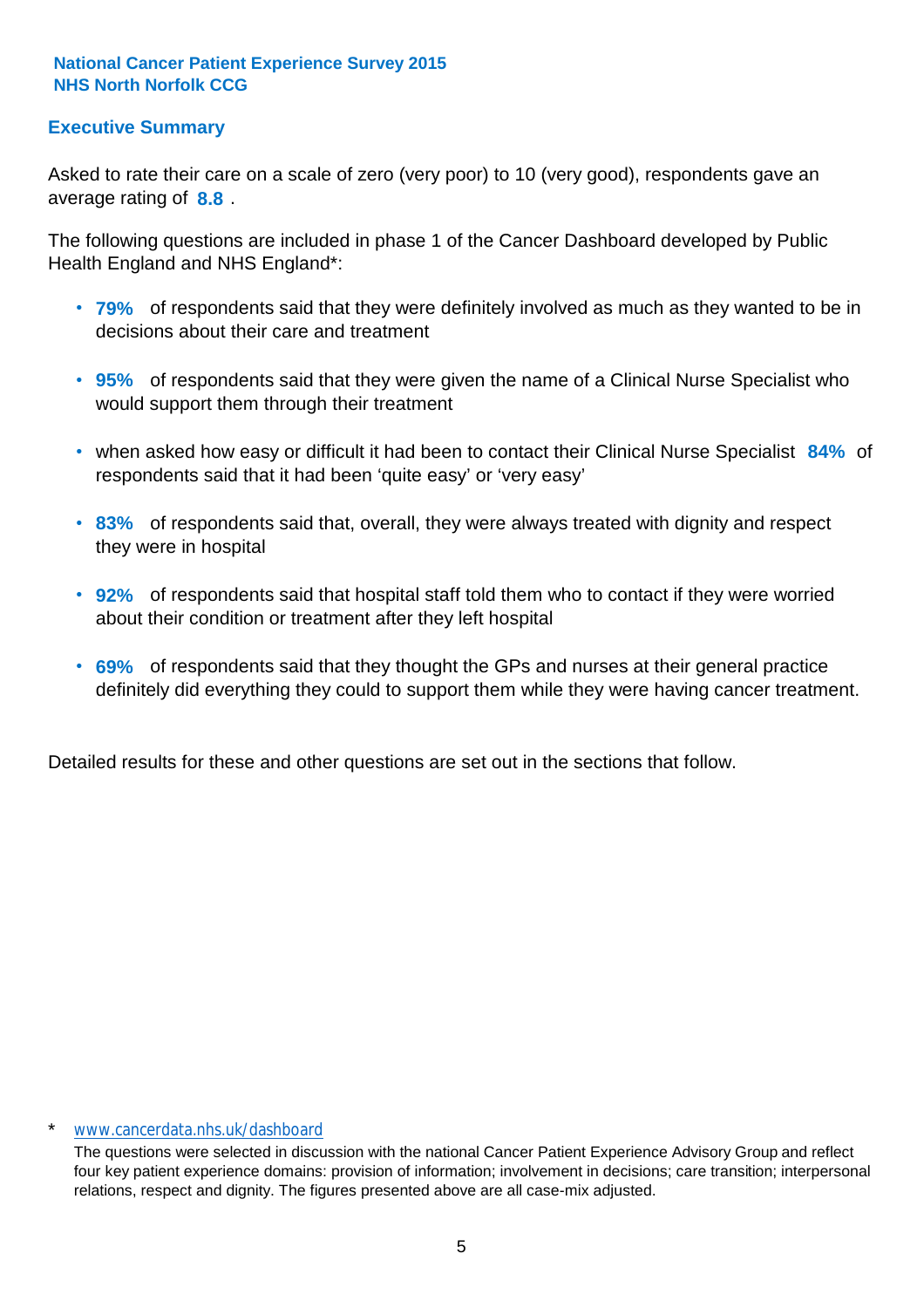**National Cancer Patient Experience Survey 2015**
**NHS North Norfolk CCG**

## Executive Summary

Asked to rate their care on a scale of zero (very poor) to 10 (very good), respondents gave an average rating of **8.8** .

The following questions are included in phase 1 of the Cancer Dashboard developed by Public Health England and NHS England*:

- **79%** of respondents said that they were definitely involved as much as they wanted to be in decisions about their care and treatment
- **95%** of respondents said that they were given the name of a Clinical Nurse Specialist who would support them through their treatment
- when asked how easy or difficult it had been to contact their Clinical Nurse Specialist **84%** of respondents said that it had been 'quite easy' or 'very easy'
- **83%** of respondents said that, overall, they were always treated with dignity and respect they were in hospital
- **92%** of respondents said that hospital staff told them who to contact if they were worried about their condition or treatment after they left hospital
- **69%** of respondents said that they thought the GPs and nurses at their general practice definitely did everything they could to support them while they were having cancer treatment.

Detailed results for these and other questions are set out in the sections that follow.

\* www.cancerdata.nhs.uk/dashboard

The questions were selected in discussion with the national Cancer Patient Experience Advisory Group and reflect four key patient experience domains: provision of information; involvement in decisions; care transition; interpersonal relations, respect and dignity. The figures presented above are all case-mix adjusted.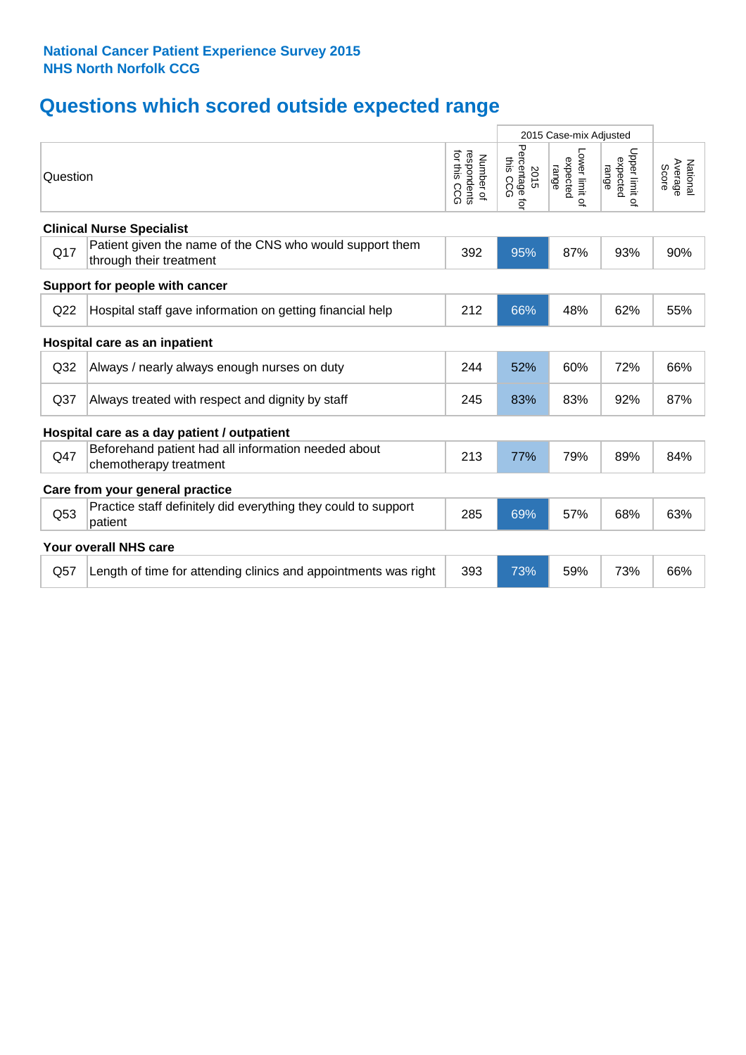**National Cancer Patient Experience Survey 2015**
**NHS North Norfolk CCG**

# Questions which scored outside expected range

| Question | | Number of respondents for this CCG | 2015 Case-mix Adjusted: 2015 Percentage for this CCG | Lower limit of expected range | Upper limit of expected range | National Average Score |
|---|---|---|---|---|---|---|
| **Clinical Nurse Specialist** | | | | | | |
| Q17 | Patient given the name of the CNS who would support them through their treatment | 392 | 95% | 87% | 93% | 90% |
| **Support for people with cancer** | | | | | | |
| Q22 | Hospital staff gave information on getting financial help | 212 | 66% | 48% | 62% | 55% |
| **Hospital care as an inpatient** | | | | | | |
| Q32 | Always / nearly always enough nurses on duty | 244 | 52% | 60% | 72% | 66% |
| Q37 | Always treated with respect and dignity by staff | 245 | 83% | 83% | 92% | 87% |
| **Hospital care as a day patient / outpatient** | | | | | | |
| Q47 | Beforehand patient had all information needed about chemotherapy treatment | 213 | 77% | 79% | 89% | 84% |
| **Care from your general practice** | | | | | | |
| Q53 | Practice staff definitely did everything they could to support patient | 285 | 69% | 57% | 68% | 63% |
| **Your overall NHS care** | | | | | | |
| Q57 | Length of time for attending clinics and appointments was right | 393 | 73% | 59% | 73% | 66% |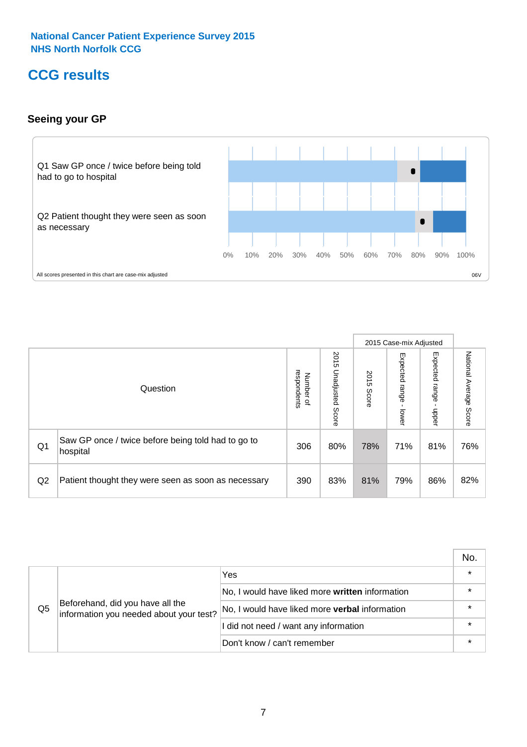National Cancer Patient Experience Survey 2015
NHS North Norfolk CCG

# CCG results

## Seeing your GP

Q1 Saw GP once / twice before being told had to go to hospital

Q2 Patient thought they were seen as soon as necessary

0% 10% 20% 30% 40% 50% 60% 70% 80% 90% 100%

All scores presented in this chart are case-mix adjusted

06V

| | Question | Number of respondents | 2015 Unadjusted Score | 2015 Case-mix Adjusted: 2015 Score | 2015 Case-mix Adjusted: Expected range - lower | 2015 Case-mix Adjusted: Expected range - upper | National Average Score |
|---|---|---|---|---|---|---|---|
| Q1 | Saw GP once / twice before being told had to go to hospital | 306 | 80% | 78% | 71% | 81% | 76% |
| Q2 | Patient thought they were seen as soon as necessary | 390 | 83% | 81% | 79% | 86% | 82% |

| | | | No. |
|---|---|---|---|
| Q5 | Beforehand, did you have all the information you needed about your test? | Yes | * |
| | | No, I would have liked more **written** information | * |
| | | No, I would have liked more **verbal** information | * |
| | | I did not need / want any information | * |
| | | Don't know / can't remember | * |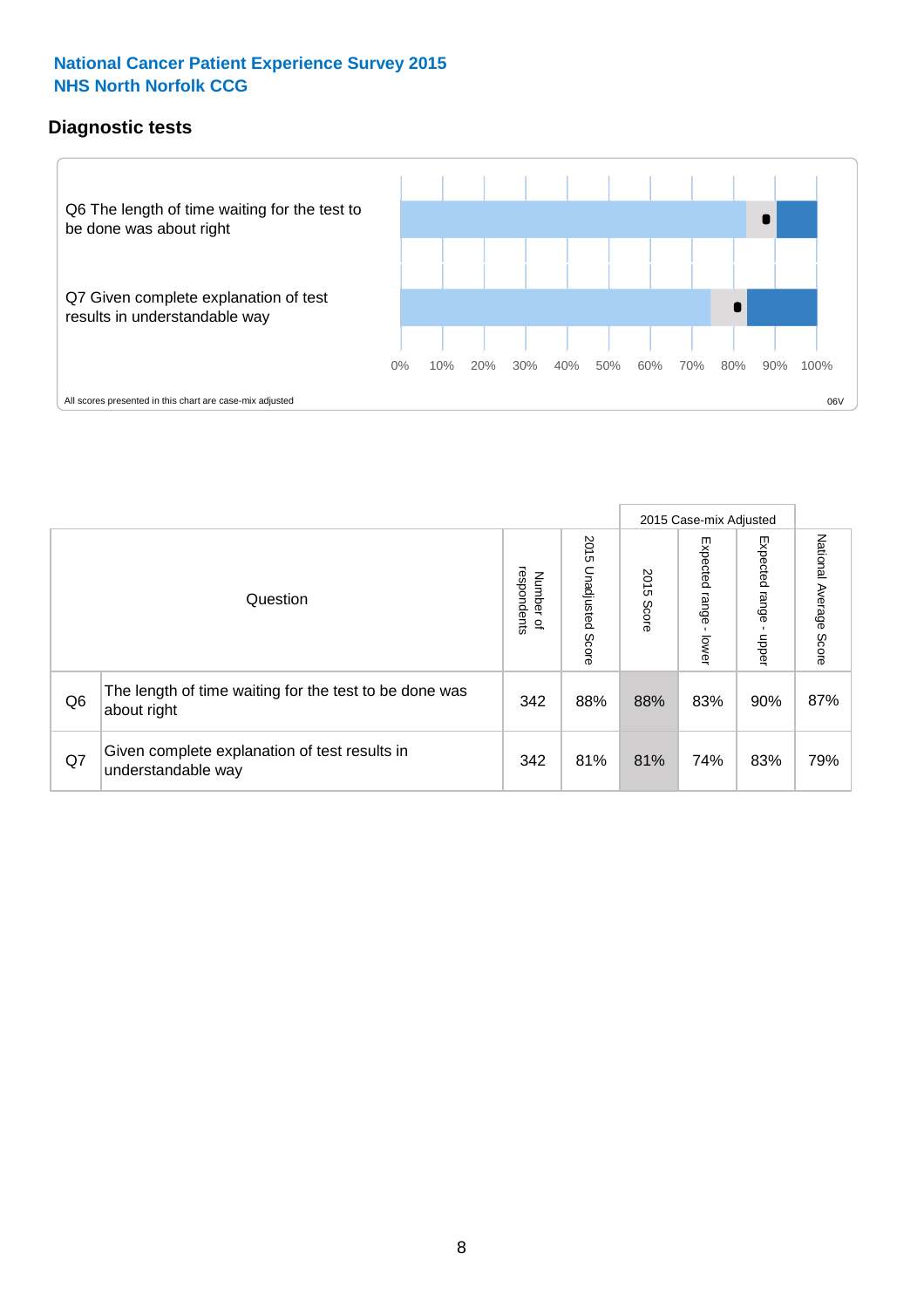**National Cancer Patient Experience Survey 2015**
**NHS North Norfolk CCG**

## Diagnostic tests

Q6 The length of time waiting for the test to be done was about right

Q7 Given complete explanation of test results in understandable way

0% 10% 20% 30% 40% 50% 60% 70% 80% 90% 100%

All scores presented in this chart are case-mix adjusted

06V

| Question | | Number of respondents | 2015 Unadjusted Score | 2015 Case-mix Adjusted: 2015 Score | 2015 Case-mix Adjusted: Expected range - lower | 2015 Case-mix Adjusted: Expected range - upper | National Average Score |
|---|---|---|---|---|---|---|---|
| Q6 | The length of time waiting for the test to be done was about right | 342 | 88% | 88% | 83% | 90% | 87% |
| Q7 | Given complete explanation of test results in understandable way | 342 | 81% | 81% | 74% | 83% | 79% |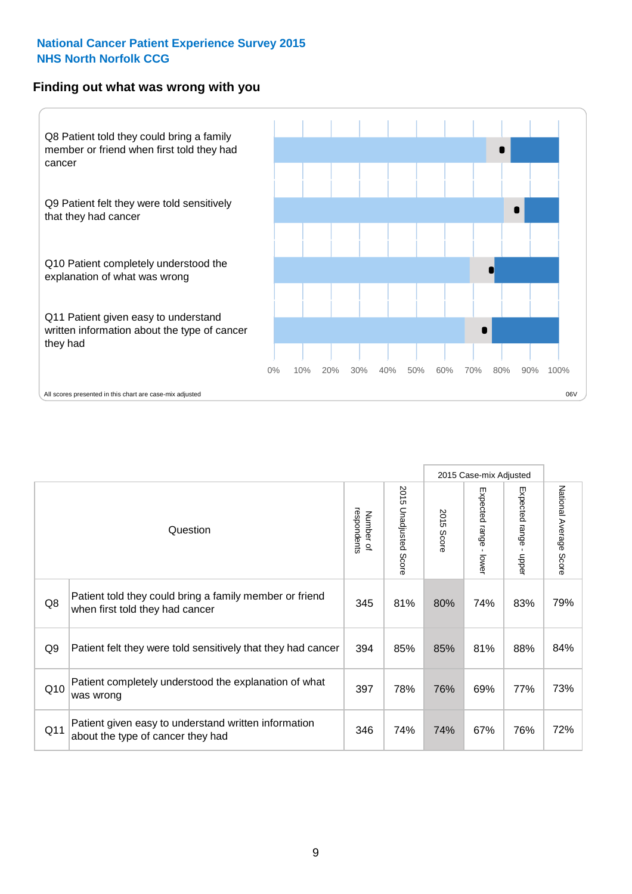National Cancer Patient Experience Survey 2015
NHS North Norfolk CCG

## Finding out what was wrong with you

Q8 Patient told they could bring a family member or friend when first told they had cancer

Q9 Patient felt they were told sensitively that they had cancer

Q10 Patient completely understood the explanation of what was wrong

Q11 Patient given easy to understand written information about the type of cancer they had

0% 10% 20% 30% 40% 50% 60% 70% 80% 90% 100%

All scores presented in this chart are case-mix adjusted

06V

| | Question | Number of respondents | 2015 Unadjusted Score | 2015 Case-mix Adjusted | | | National Average Score |
|---|---|---|---|---|---|---|---|
| | | | | 2015 Score | Expected range - lower | Expected range - upper | |
| Q8 | Patient told they could bring a family member or friend when first told they had cancer | 345 | 81% | 80% | 74% | 83% | 79% |
| Q9 | Patient felt they were told sensitively that they had cancer | 394 | 85% | 85% | 81% | 88% | 84% |
| Q10 | Patient completely understood the explanation of what was wrong | 397 | 78% | 76% | 69% | 77% | 73% |
| Q11 | Patient given easy to understand written information about the type of cancer they had | 346 | 74% | 74% | 67% | 76% | 72% |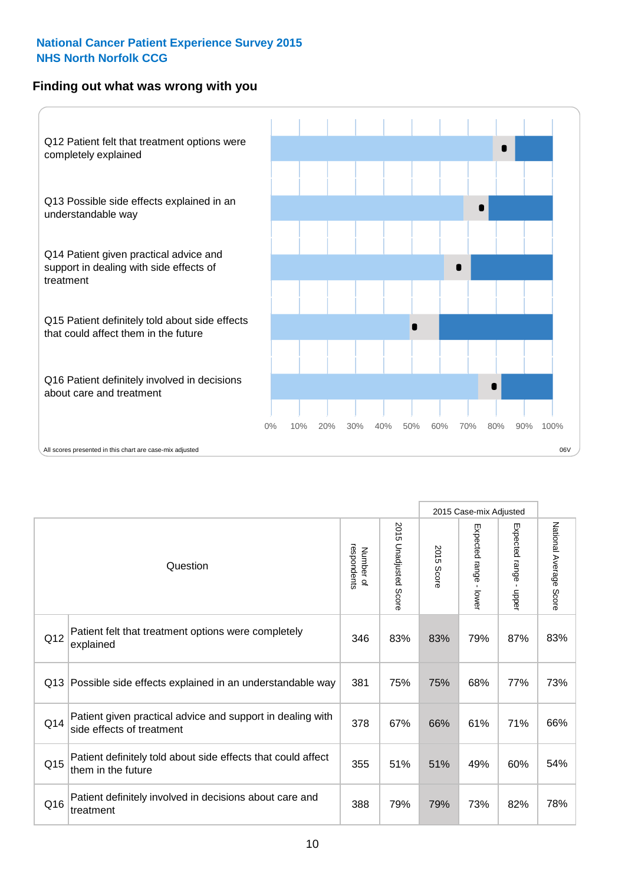National Cancer Patient Experience Survey 2015
NHS North Norfolk CCG

## Finding out what was wrong with you

Q12 Patient felt that treatment options were completely explained

Q13 Possible side effects explained in an understandable way

Q14 Patient given practical advice and support in dealing with side effects of treatment

Q15 Patient definitely told about side effects that could affect them in the future

Q16 Patient definitely involved in decisions about care and treatment

0% 10% 20% 30% 40% 50% 60% 70% 80% 90% 100%

All scores presented in this chart are case-mix adjusted

06V

| | Question | Number of respondents | 2015 Unadjusted Score | 2015 Case-mix Adjusted: 2015 Score | 2015 Case-mix Adjusted: Expected range - lower | 2015 Case-mix Adjusted: Expected range - upper | National Average Score |
|---|---|---|---|---|---|---|---|
| Q12 | Patient felt that treatment options were completely explained | 346 | 83% | 83% | 79% | 87% | 83% |
| Q13 | Possible side effects explained in an understandable way | 381 | 75% | 75% | 68% | 77% | 73% |
| Q14 | Patient given practical advice and support in dealing with side effects of treatment | 378 | 67% | 66% | 61% | 71% | 66% |
| Q15 | Patient definitely told about side effects that could affect them in the future | 355 | 51% | 51% | 49% | 60% | 54% |
| Q16 | Patient definitely involved in decisions about care and treatment | 388 | 79% | 79% | 73% | 82% | 78% |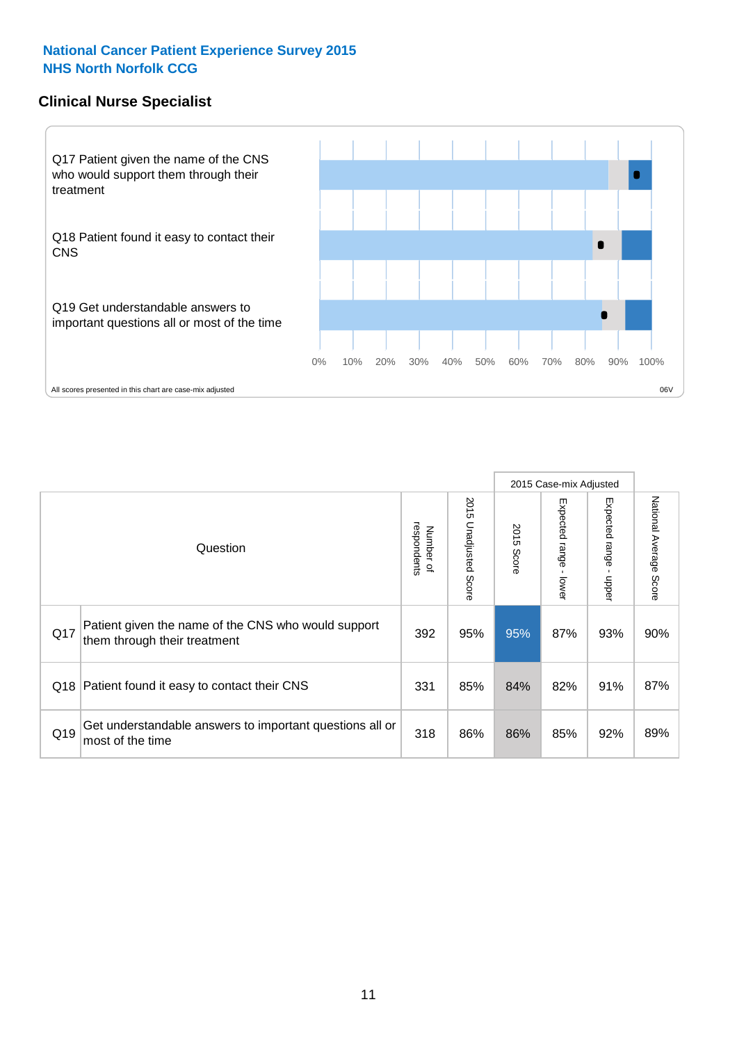# National Cancer Patient Experience Survey 2015
# NHS North Norfolk CCG

## Clinical Nurse Specialist

Q17 Patient given the name of the CNS who would support them through their treatment

Q18 Patient found it easy to contact their CNS

Q19 Get understandable answers to important questions all or most of the time

0% 10% 20% 30% 40% 50% 60% 70% 80% 90% 100%

All scores presented in this chart are case-mix adjusted

06V

| Question | | Number of respondents | 2015 Unadjusted Score | 2015 Case-mix Adjusted | | | National Average Score |
|---|---|---|---|---|---|---|---|
| | | | | 2015 Score | Expected range - lower | Expected range - upper | |
| Q17 | Patient given the name of the CNS who would support them through their treatment | 392 | 95% | 95% | 87% | 93% | 90% |
| Q18 | Patient found it easy to contact their CNS | 331 | 85% | 84% | 82% | 91% | 87% |
| Q19 | Get understandable answers to important questions all or most of the time | 318 | 86% | 86% | 85% | 92% | 89% |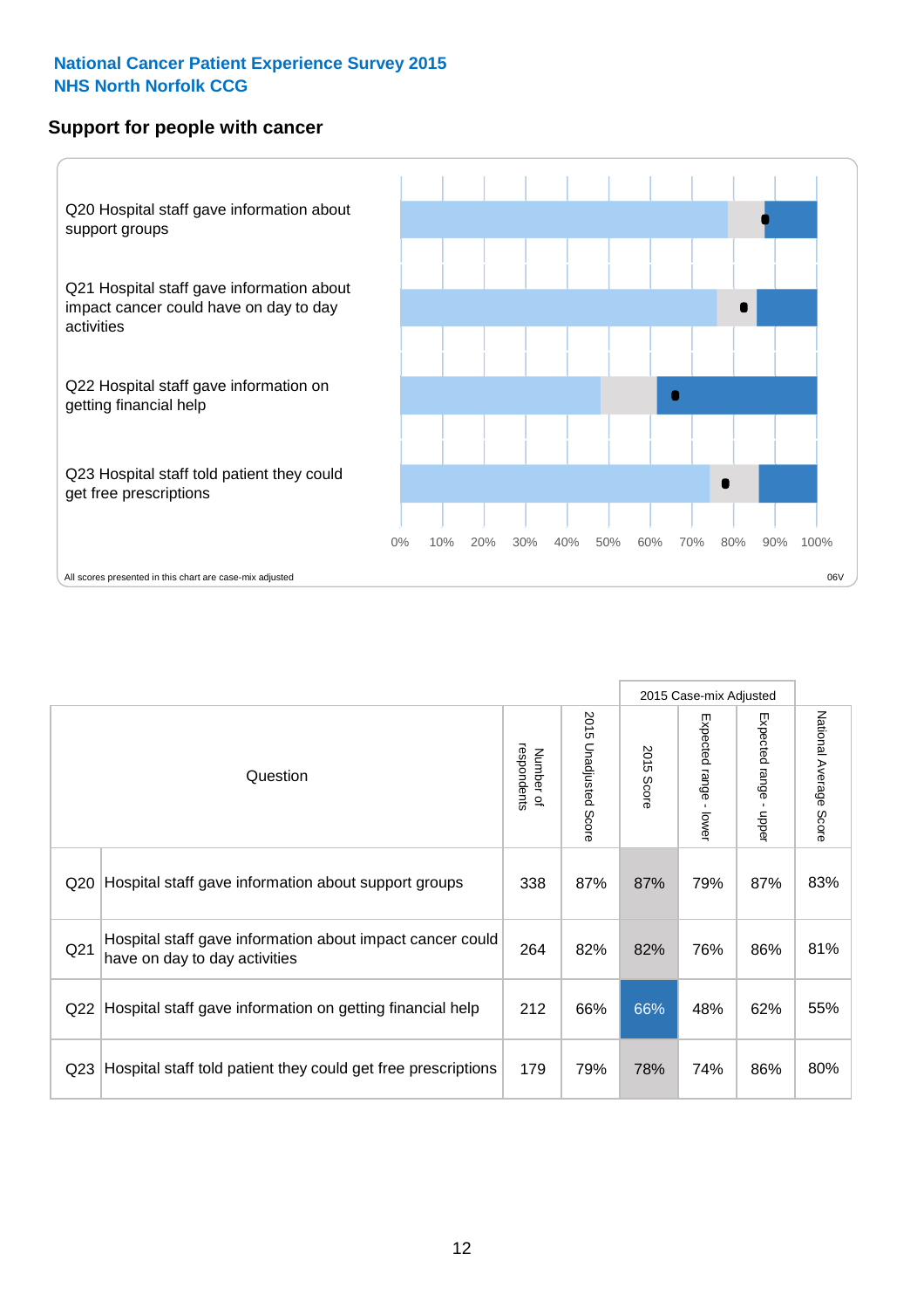# National Cancer Patient Experience Survey 2015
# NHS North Norfolk CCG

## Support for people with cancer

Q20 Hospital staff gave information about support groups

Q21 Hospital staff gave information about impact cancer could have on day to day activities

Q22 Hospital staff gave information on getting financial help

Q23 Hospital staff told patient they could get free prescriptions

0% 10% 20% 30% 40% 50% 60% 70% 80% 90% 100%

All scores presented in this chart are case-mix adjusted

06V

| | Question | Number of respondents | 2015 Unadjusted Score | 2015 Case-mix Adjusted | | | National Average Score |
|---|---|---|---|---|---|---|---|
| | | | | 2015 Score | Expected range - lower | Expected range - upper | |
| Q20 | Hospital staff gave information about support groups | 338 | 87% | 87% | 79% | 87% | 83% |
| Q21 | Hospital staff gave information about impact cancer could have on day to day activities | 264 | 82% | 82% | 76% | 86% | 81% |
| Q22 | Hospital staff gave information on getting financial help | 212 | 66% | 66% | 48% | 62% | 55% |
| Q23 | Hospital staff told patient they could get free prescriptions | 179 | 79% | 78% | 74% | 86% | 80% |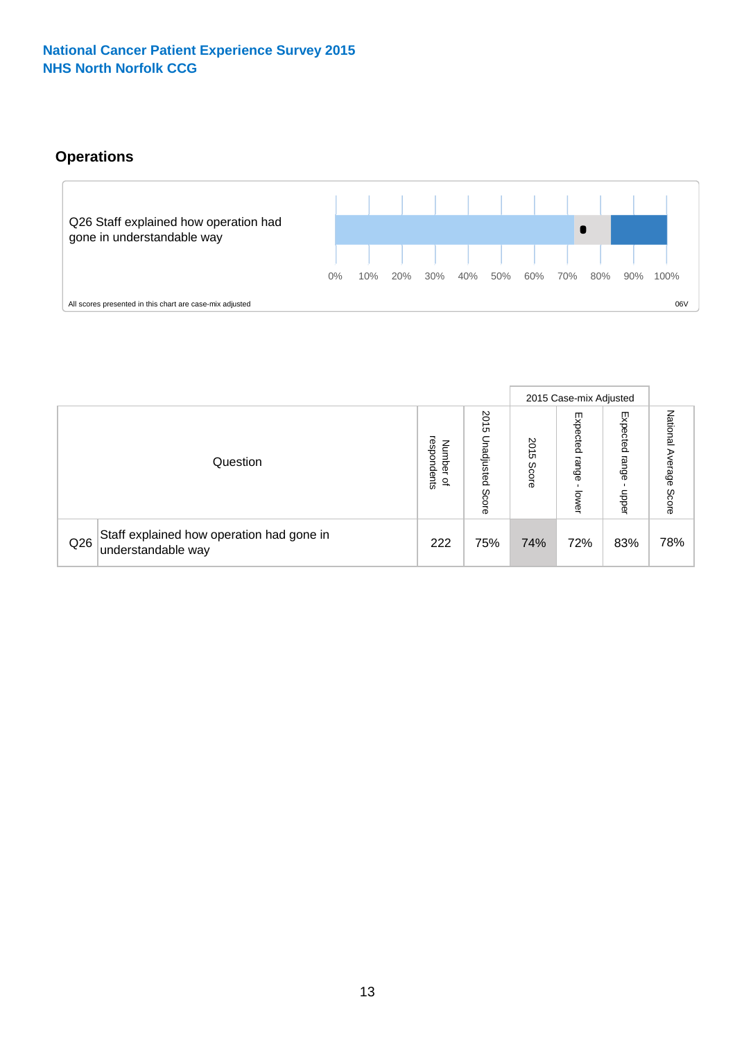National Cancer Patient Experience Survey 2015
NHS North Norfolk CCG

## Operations

Q26 Staff explained how operation had gone in understandable way

0% 10% 20% 30% 40% 50% 60% 70% 80% 90% 100%

All scores presented in this chart are case-mix adjusted

06V

| Question | | Number of respondents | 2015 Unadjusted Score | 2015 Case-mix Adjusted | | | National Average Score |
|---|---|---|---|---|---|---|---|
| | | | | 2015 Score | Expected range - lower | Expected range - upper | |
| Q26 | Staff explained how operation had gone in understandable way | 222 | 75% | 74% | 72% | 83% | 78% |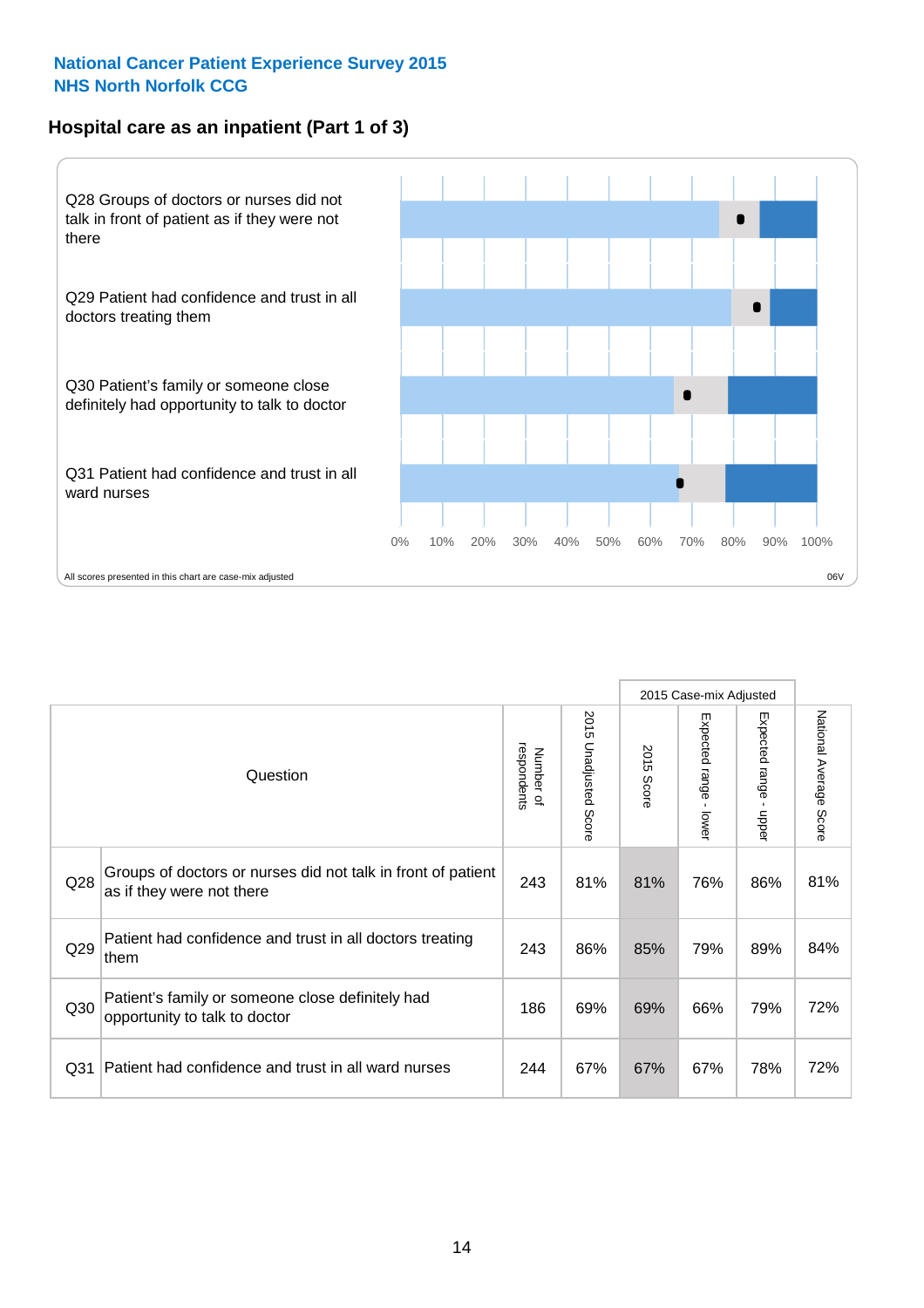## National Cancer Patient Experience Survey 2015
## NHS North Norfolk CCG

### Hospital care as an inpatient (Part 1 of 3)

Q28 Groups of doctors or nurses did not talk in front of patient as if they were not there

Q29 Patient had confidence and trust in all doctors treating them

Q30 Patient's family or someone close definitely had opportunity to talk to doctor

Q31 Patient had confidence and trust in all ward nurses

0% 10% 20% 30% 40% 50% 60% 70% 80% 90% 100%

All scores presented in this chart are case-mix adjusted

06V

| | Question | Number of respondents | 2015 Unadjusted Score | 2015 Case-mix Adjusted | | | National Average Score |
|---|---|---|---|---|---|---|---|
| | | | | 2015 Score | Expected range - lower | Expected range - upper | |
| Q28 | Groups of doctors or nurses did not talk in front of patient as if they were not there | 243 | 81% | 81% | 76% | 86% | 81% |
| Q29 | Patient had confidence and trust in all doctors treating them | 243 | 86% | 85% | 79% | 89% | 84% |
| Q30 | Patient's family or someone close definitely had opportunity to talk to doctor | 186 | 69% | 69% | 66% | 79% | 72% |
| Q31 | Patient had confidence and trust in all ward nurses | 244 | 67% | 67% | 67% | 78% | 72% |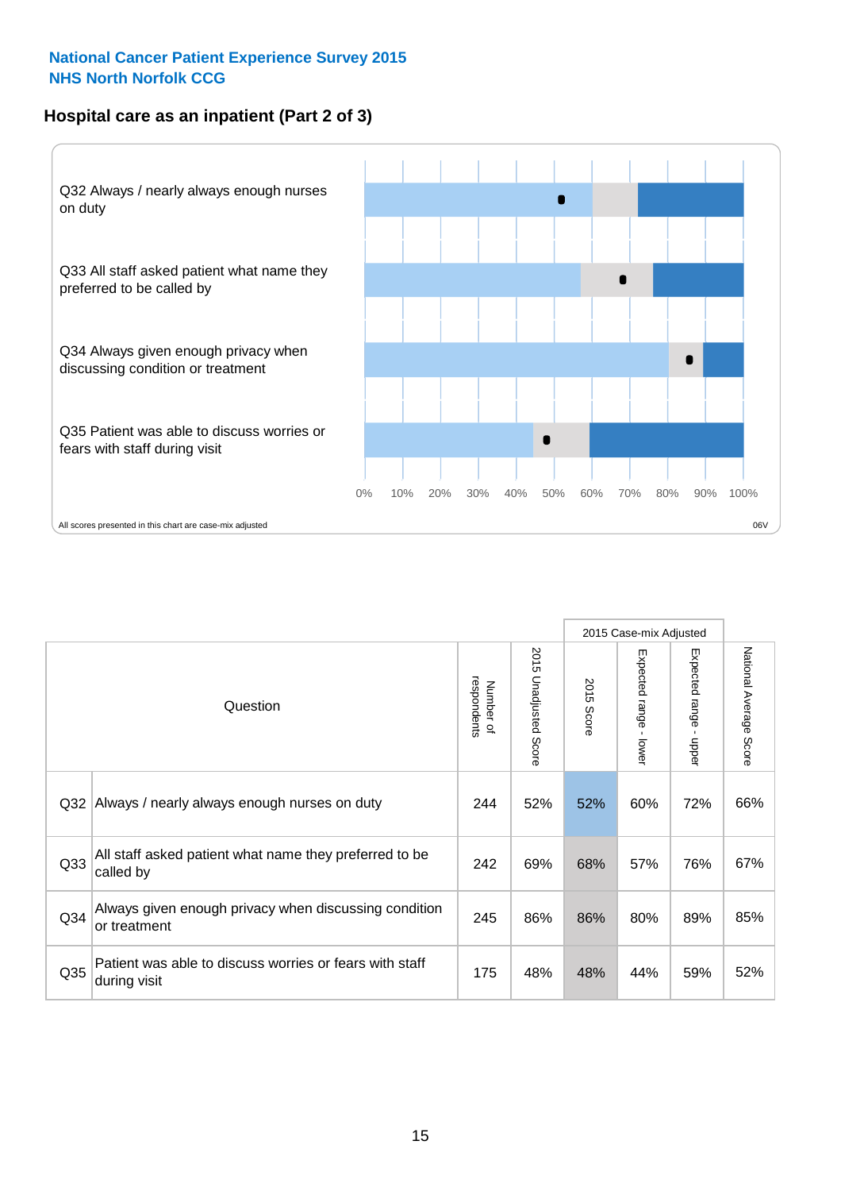**National Cancer Patient Experience Survey 2015**
**NHS North Norfolk CCG**

## Hospital care as an inpatient (Part 2 of 3)

Q32 Always / nearly always enough nurses on duty

Q33 All staff asked patient what name they preferred to be called by

Q34 Always given enough privacy when discussing condition or treatment

Q35 Patient was able to discuss worries or fears with staff during visit

0% 10% 20% 30% 40% 50% 60% 70% 80% 90% 100%

All scores presented in this chart are case-mix adjusted

06V

| Question | | Number of respondents | 2015 Unadjusted Score | 2015 Case-mix Adjusted | | | National Average Score |
|---|---|---|---|---|---|---|---|
| | | | | 2015 Score | Expected range - lower | Expected range - upper | |
| Q32 | Always / nearly always enough nurses on duty | 244 | 52% | 52% | 60% | 72% | 66% |
| Q33 | All staff asked patient what name they preferred to be called by | 242 | 69% | 68% | 57% | 76% | 67% |
| Q34 | Always given enough privacy when discussing condition or treatment | 245 | 86% | 86% | 80% | 89% | 85% |
| Q35 | Patient was able to discuss worries or fears with staff during visit | 175 | 48% | 48% | 44% | 59% | 52% |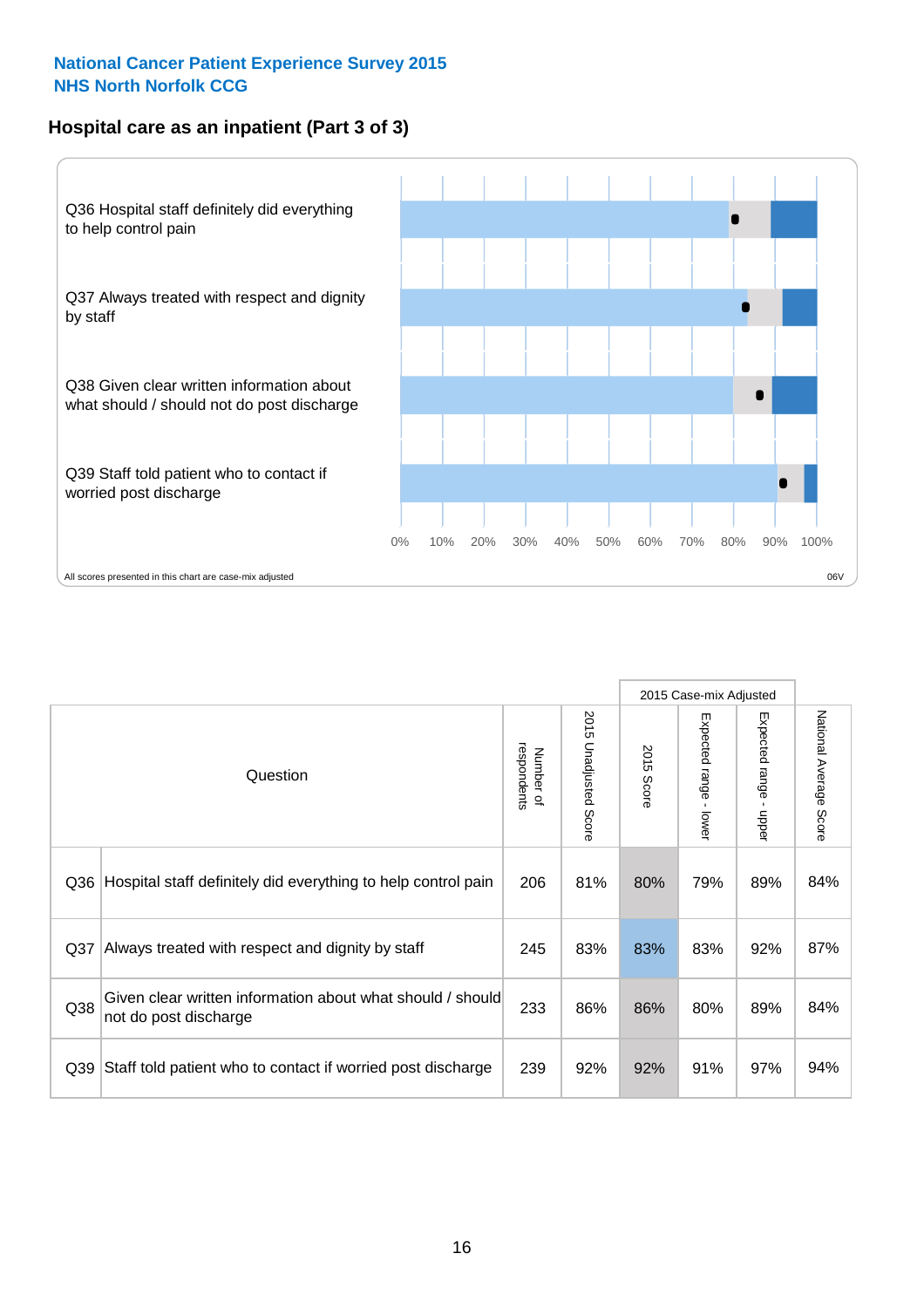**National Cancer Patient Experience Survey 2015**
**NHS North Norfolk CCG**

### Hospital care as an inpatient (Part 3 of 3)

Q36 Hospital staff definitely did everything to help control pain

Q37 Always treated with respect and dignity by staff

Q38 Given clear written information about what should / should not do post discharge

Q39 Staff told patient who to contact if worried post discharge

0% 10% 20% 30% 40% 50% 60% 70% 80% 90% 100%

All scores presented in this chart are case-mix adjusted

06V

| | Question | Number of respondents | 2015 Unadjusted Score | 2015 Case-mix Adjusted: 2015 Score | 2015 Case-mix Adjusted: Expected range - lower | 2015 Case-mix Adjusted: Expected range - upper | National Average Score |
|---|---|---|---|---|---|---|---|
| Q36 | Hospital staff definitely did everything to help control pain | 206 | 81% | 80% | 79% | 89% | 84% |
| Q37 | Always treated with respect and dignity by staff | 245 | 83% | 83% | 83% | 92% | 87% |
| Q38 | Given clear written information about what should / should not do post discharge | 233 | 86% | 86% | 80% | 89% | 84% |
| Q39 | Staff told patient who to contact if worried post discharge | 239 | 92% | 92% | 91% | 97% | 94% |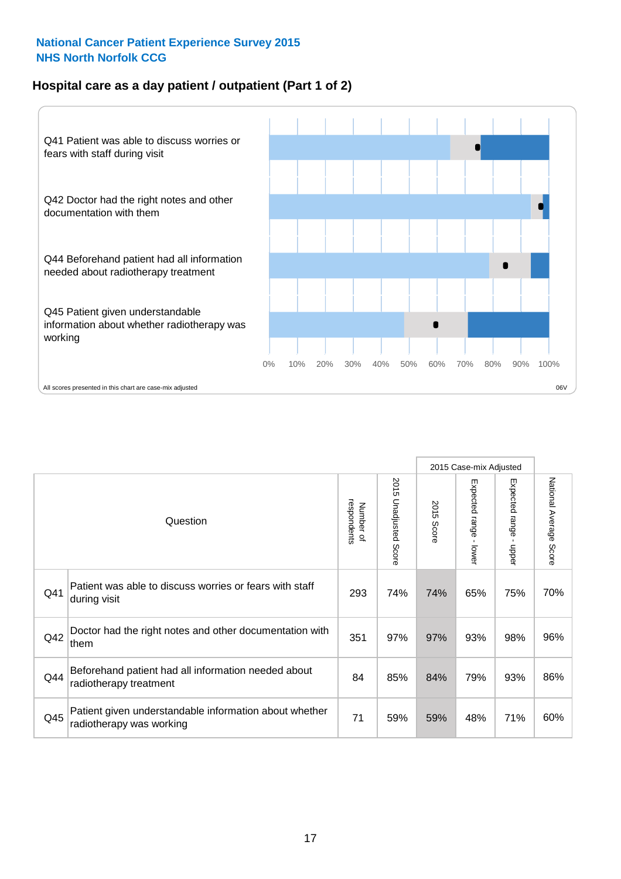**National Cancer Patient Experience Survey 2015**
**NHS North Norfolk CCG**

## Hospital care as a day patient / outpatient (Part 1 of 2)

Q41 Patient was able to discuss worries or fears with staff during visit

Q42 Doctor had the right notes and other documentation with them

Q44 Beforehand patient had all information needed about radiotherapy treatment

Q45 Patient given understandable information about whether radiotherapy was working

0% 10% 20% 30% 40% 50% 60% 70% 80% 90% 100%

All scores presented in this chart are case-mix adjusted

06V

| | Question | Number of respondents | 2015 Unadjusted Score | 2015 Case-mix Adjusted: 2015 Score | 2015 Case-mix Adjusted: Expected range - lower | 2015 Case-mix Adjusted: Expected range - upper | National Average Score |
|---|---|---|---|---|---|---|---|
| Q41 | Patient was able to discuss worries or fears with staff during visit | 293 | 74% | 74% | 65% | 75% | 70% |
| Q42 | Doctor had the right notes and other documentation with them | 351 | 97% | 97% | 93% | 98% | 96% |
| Q44 | Beforehand patient had all information needed about radiotherapy treatment | 84 | 85% | 84% | 79% | 93% | 86% |
| Q45 | Patient given understandable information about whether radiotherapy was working | 71 | 59% | 59% | 48% | 71% | 60% |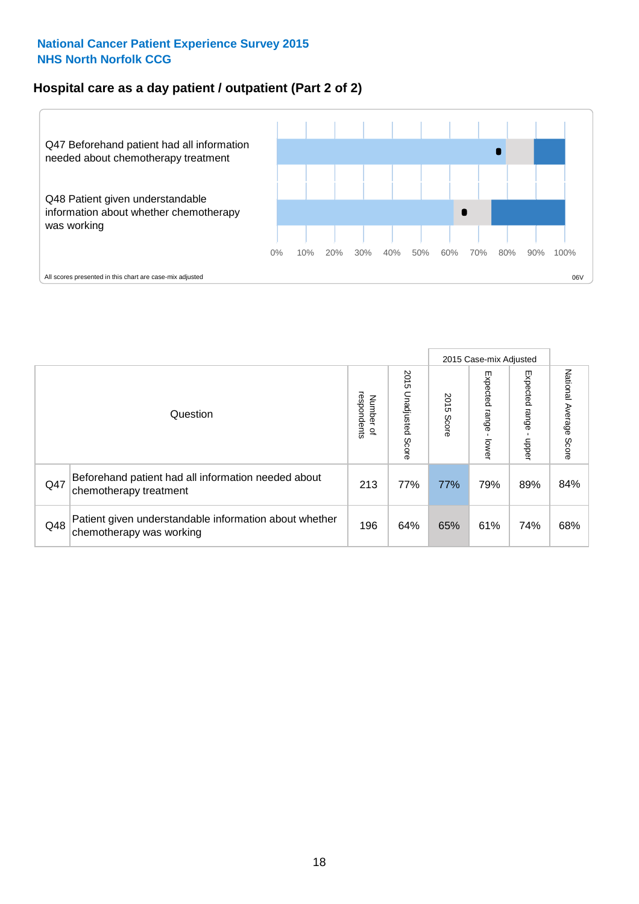## National Cancer Patient Experience Survey 2015
## NHS North Norfolk CCG

### Hospital care as a day patient / outpatient (Part 2 of 2)

Q47 Beforehand patient had all information needed about chemotherapy treatment

Q48 Patient given understandable information about whether chemotherapy was working

0% 10% 20% 30% 40% 50% 60% 70% 80% 90% 100%

All scores presented in this chart are case-mix adjusted

06V

| Question | | Number of respondents | 2015 Unadjusted Score | 2015 Case-mix Adjusted: 2015 Score | 2015 Case-mix Adjusted: Expected range - lower | 2015 Case-mix Adjusted: Expected range - upper | National Average Score |
|---|---|---|---|---|---|---|---|
| Q47 | Beforehand patient had all information needed about chemotherapy treatment | 213 | 77% | 77% | 79% | 89% | 84% |
| Q48 | Patient given understandable information about whether chemotherapy was working | 196 | 64% | 65% | 61% | 74% | 68% |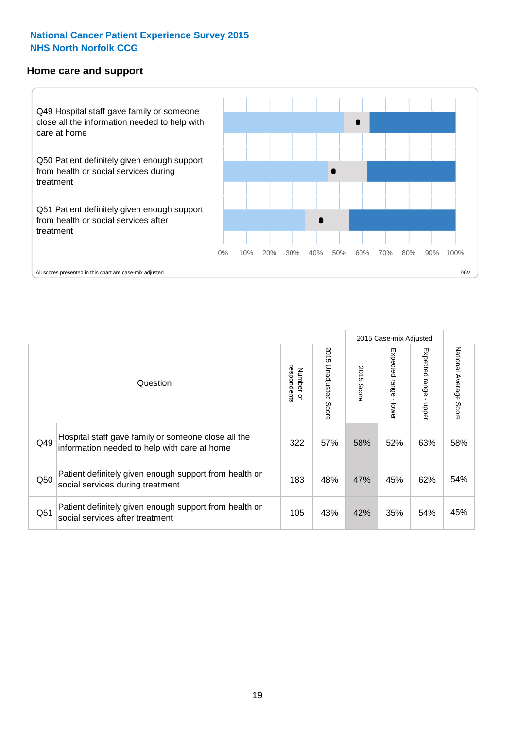**National Cancer Patient Experience Survey 2015**
**NHS North Norfolk CCG**

## Home care and support

Q49 Hospital staff gave family or someone close all the information needed to help with care at home

Q50 Patient definitely given enough support from health or social services during treatment

Q51 Patient definitely given enough support from health or social services after treatment

0% 10% 20% 30% 40% 50% 60% 70% 80% 90% 100%

All scores presented in this chart are case-mix adjusted

06V

| | Question | Number of respondents | 2015 Unadjusted Score | 2015 Case-mix Adjusted: 2015 Score | 2015 Case-mix Adjusted: Expected range - lower | 2015 Case-mix Adjusted: Expected range - upper | National Average Score |
|---|---|---|---|---|---|---|---|
| Q49 | Hospital staff gave family or someone close all the information needed to help with care at home | 322 | 57% | 58% | 52% | 63% | 58% |
| Q50 | Patient definitely given enough support from health or social services during treatment | 183 | 48% | 47% | 45% | 62% | 54% |
| Q51 | Patient definitely given enough support from health or social services after treatment | 105 | 43% | 42% | 35% | 54% | 45% |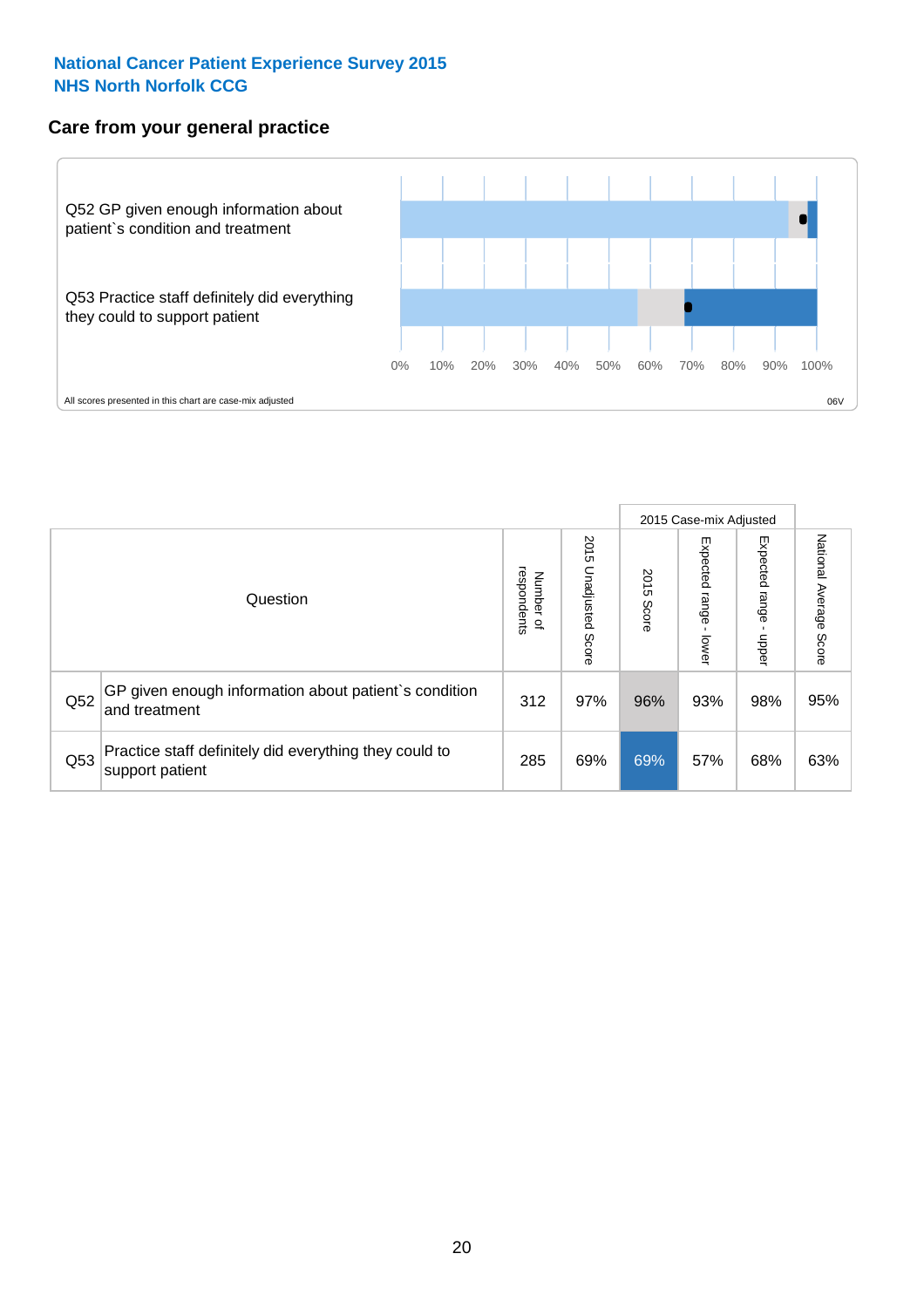**National Cancer Patient Experience Survey 2015**
**NHS North Norfolk CCG**

## Care from your general practice

Q52 GP given enough information about patient`s condition and treatment

Q53 Practice staff definitely did everything they could to support patient

0% 10% 20% 30% 40% 50% 60% 70% 80% 90% 100%

All scores presented in this chart are case-mix adjusted

06V

| Question | | Number of respondents | 2015 Unadjusted Score | 2015 Case-mix Adjusted: 2015 Score | 2015 Case-mix Adjusted: Expected range - lower | 2015 Case-mix Adjusted: Expected range - upper | National Average Score |
|---|---|---|---|---|---|---|---|
| Q52 | GP given enough information about patient`s condition and treatment | 312 | 97% | 96% | 93% | 98% | 95% |
| Q53 | Practice staff definitely did everything they could to support patient | 285 | 69% | 69% | 57% | 68% | 63% |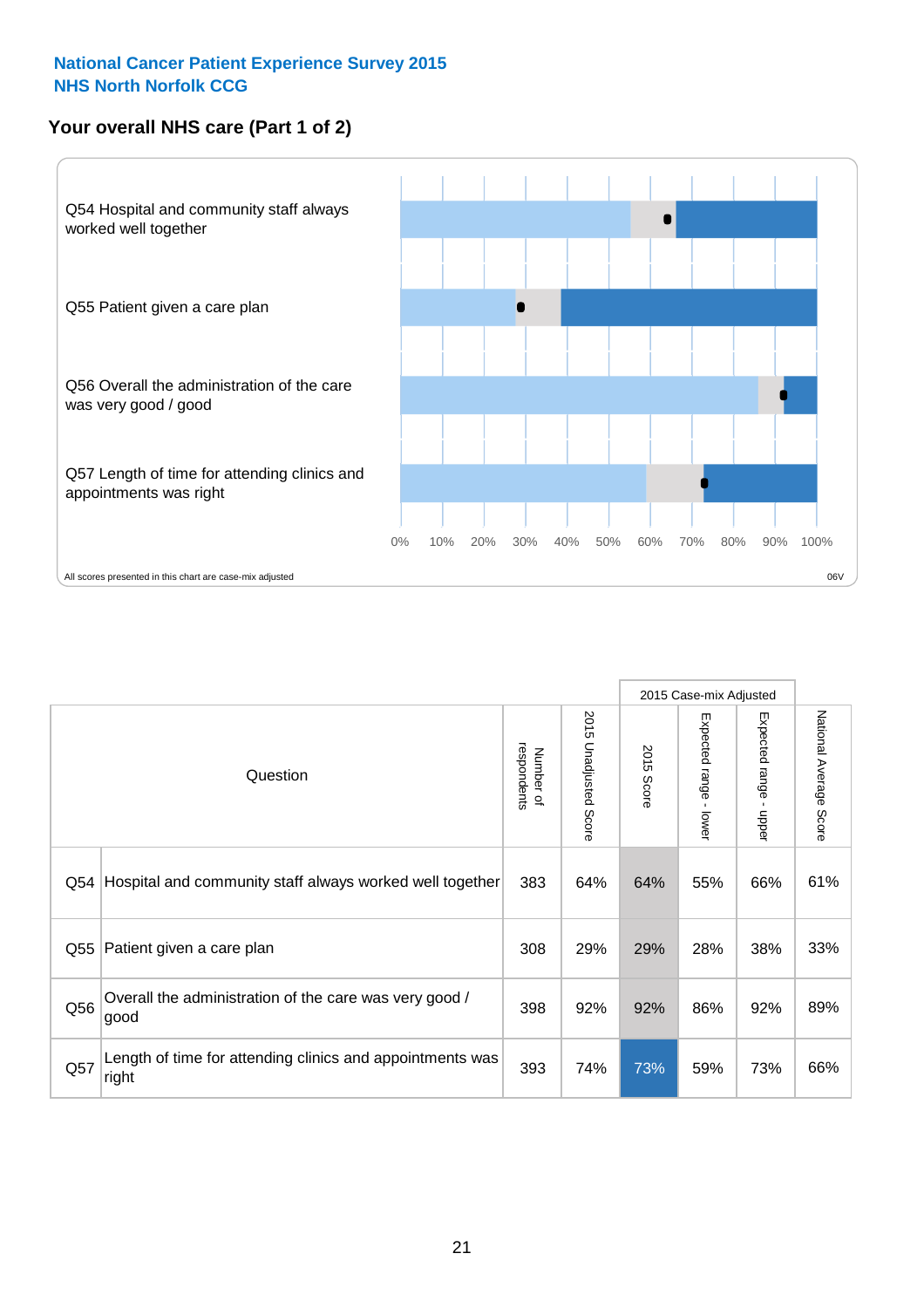National Cancer Patient Experience Survey 2015
NHS North Norfolk CCG

## Your overall NHS care (Part 1 of 2)

Q54 Hospital and community staff always worked well together

Q55 Patient given a care plan

Q56 Overall the administration of the care was very good / good

Q57 Length of time for attending clinics and appointments was right

0% 10% 20% 30% 40% 50% 60% 70% 80% 90% 100%

All scores presented in this chart are case-mix adjusted

06V

| | Question | Number of respondents | 2015 Unadjusted Score | 2015 Case-mix Adjusted | | | National Average Score |
|---|---|---|---|---|---|---|---|
| | | | | 2015 Score | Expected range - lower | Expected range - upper | |
| Q54 | Hospital and community staff always worked well together | 383 | 64% | 64% | 55% | 66% | 61% |
| Q55 | Patient given a care plan | 308 | 29% | 29% | 28% | 38% | 33% |
| Q56 | Overall the administration of the care was very good / good | 398 | 92% | 92% | 86% | 92% | 89% |
| Q57 | Length of time for attending clinics and appointments was right | 393 | 74% | 73% | 59% | 73% | 66% |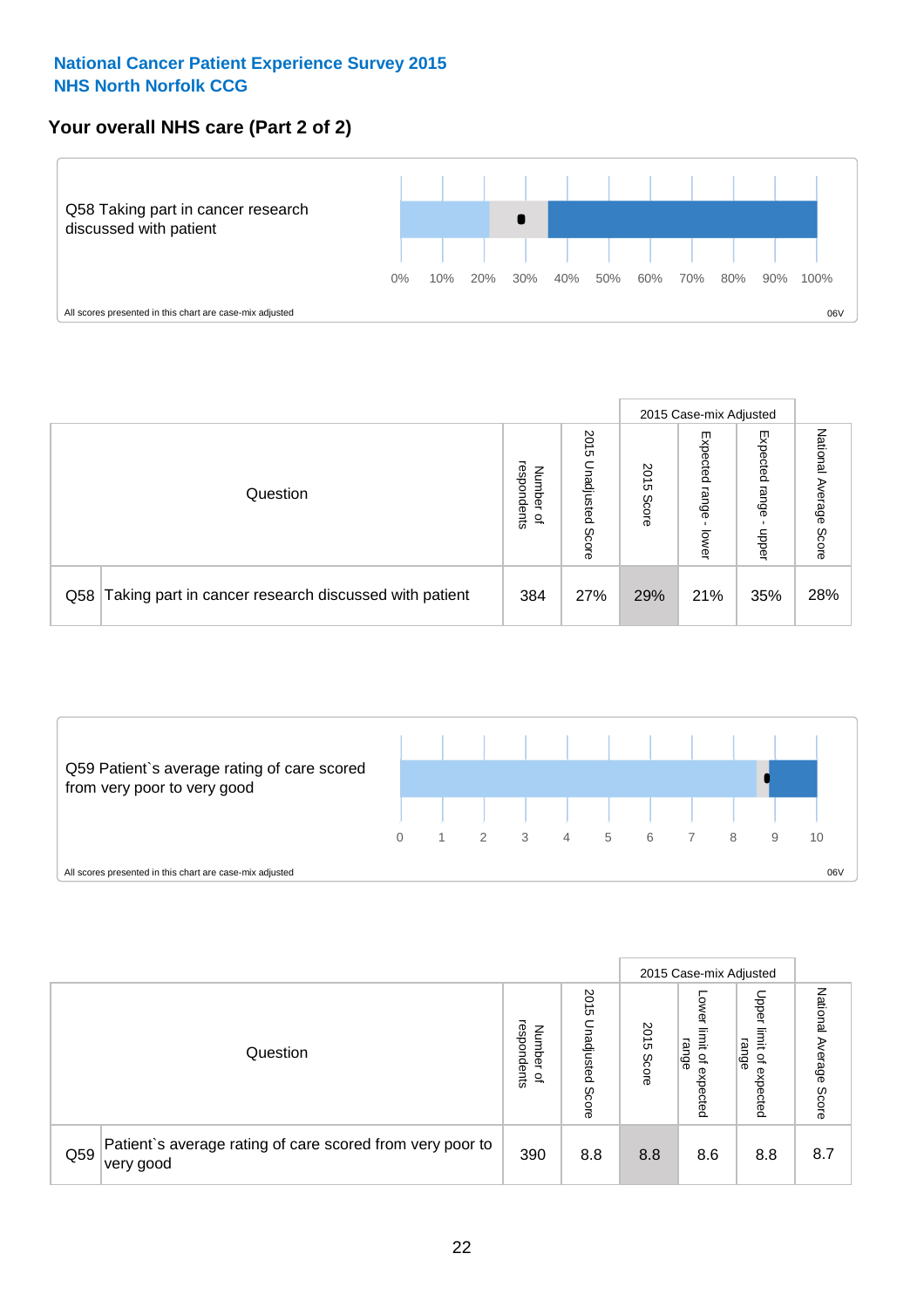**National Cancer Patient Experience Survey 2015**
**NHS North Norfolk CCG**

## Your overall NHS care (Part 2 of 2)

Q58 Taking part in cancer research discussed with patient

0% 10% 20% 30% 40% 50% 60% 70% 80% 90% 100%

All scores presented in this chart are case-mix adjusted

06V

| Question | | Number of respondents | 2015 Unadjusted Score | 2015 Case-mix Adjusted | | | National Average Score |
|---|---|---|---|---|---|---|---|
| | | | | 2015 Score | Expected range - lower | Expected range - upper | |
| Q58 | Taking part in cancer research discussed with patient | 384 | 27% | 29% | 21% | 35% | 28% |

Q59 Patient`s average rating of care scored from very poor to very good

0 1 2 3 4 5 6 7 8 9 10

All scores presented in this chart are case-mix adjusted

06V

| Question | | Number of respondents | 2015 Unadjusted Score | 2015 Case-mix Adjusted | | | National Average Score |
|---|---|---|---|---|---|---|---|
| | | | | 2015 Score | Lower limit of expected range | Upper limit of expected range | |
| Q59 | Patient`s average rating of care scored from very poor to very good | 390 | 8.8 | 8.8 | 8.6 | 8.8 | 8.7 |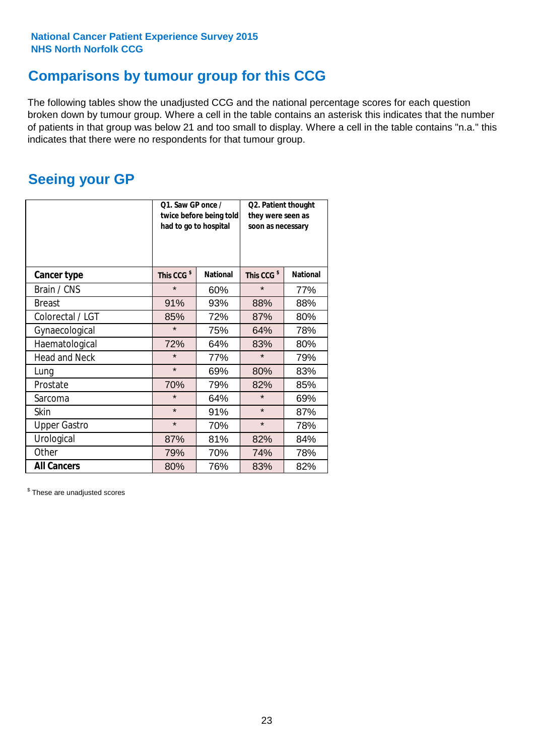# Comparisons by tumour group for this CCG

The following tables show the unadjusted CCG and the national percentage scores for each question broken down by tumour group. Where a cell in the table contains an asterisk this indicates that the number of patients in that group was below 21 and too small to display. Where a cell in the table contains "n.a." this indicates that there were no respondents for that tumour group.

## Seeing your GP

| | Q1. Saw GP once / twice before being told had to go to hospital | | Q2. Patient thought they were seen as soon as necessary | |
|---|---|---|---|---|
| **Cancer type** | This CCG $ | National | This CCG $ | National |
| Brain / CNS | * | 60% | * | 77% |
| Breast | 91% | 93% | 88% | 88% |
| Colorectal / LGT | 85% | 72% | 87% | 80% |
| Gynaecological | * | 75% | 64% | 78% |
| Haematological | 72% | 64% | 83% | 80% |
| Head and Neck | * | 77% | * | 79% |
| Lung | * | 69% | 80% | 83% |
| Prostate | 70% | 79% | 82% | 85% |
| Sarcoma | * | 64% | * | 69% |
| Skin | * | 91% | * | 87% |
| Upper Gastro | * | 70% | * | 78% |
| Urological | 87% | 81% | 82% | 84% |
| Other | 79% | 70% | 74% | 78% |
| **All Cancers** | 80% | 76% | 83% | 82% |

$ These are unadjusted scores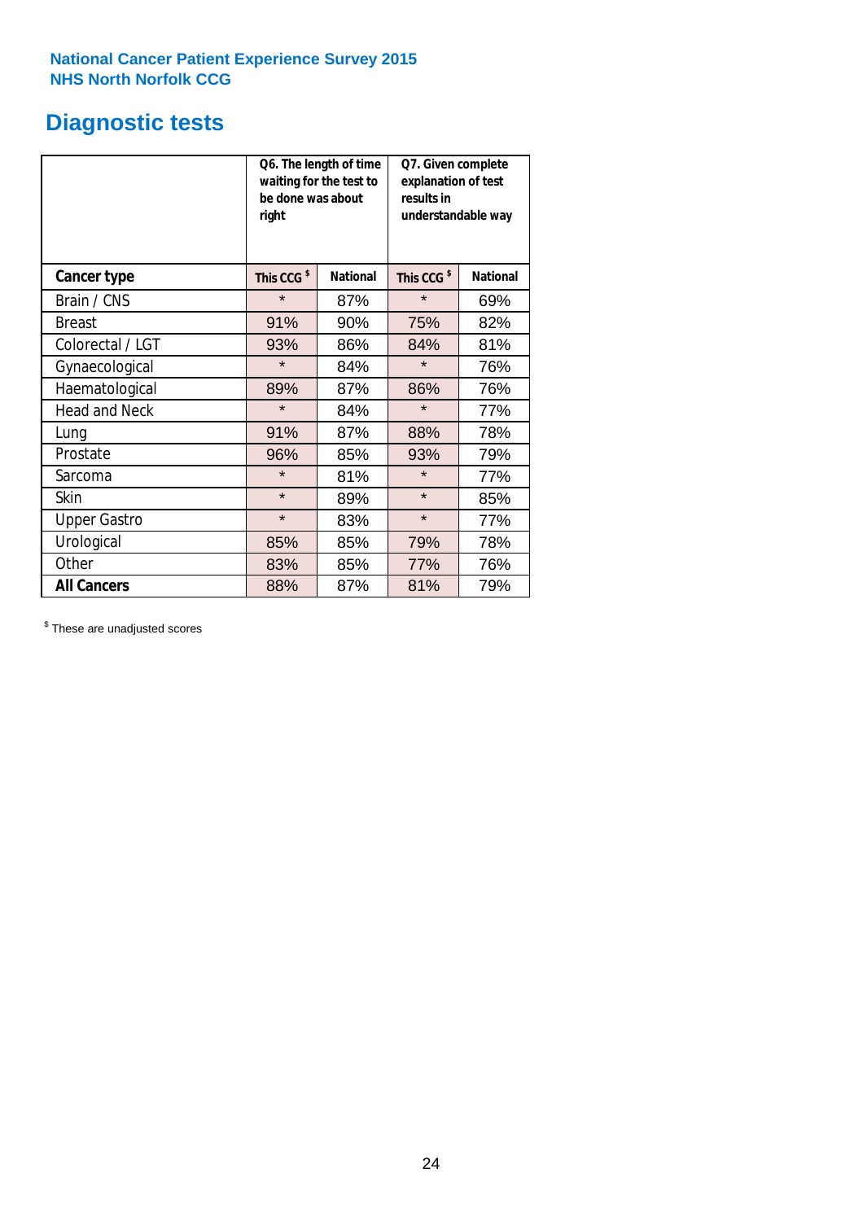National Cancer Patient Experience Survey 2015
NHS North Norfolk CCG

# Diagnostic tests

| | Q6. The length of time waiting for the test to be done was about right | | Q7. Given complete explanation of test results in understandable way | |
|---|---|---|---|---|
| **Cancer type** | **This CCG $** | **National** | **This CCG $** | **National** |
| Brain / CNS | * | 87% | * | 69% |
| Breast | 91% | 90% | 75% | 82% |
| Colorectal / LGT | 93% | 86% | 84% | 81% |
| Gynaecological | * | 84% | * | 76% |
| Haematological | 89% | 87% | 86% | 76% |
| Head and Neck | * | 84% | * | 77% |
| Lung | 91% | 87% | 88% | 78% |
| Prostate | 96% | 85% | 93% | 79% |
| Sarcoma | * | 81% | * | 77% |
| Skin | * | 89% | * | 85% |
| Upper Gastro | * | 83% | * | 77% |
| Urological | 85% | 85% | 79% | 78% |
| Other | 83% | 85% | 77% | 76% |
| **All Cancers** | 88% | 87% | 81% | 79% |

$ These are unadjusted scores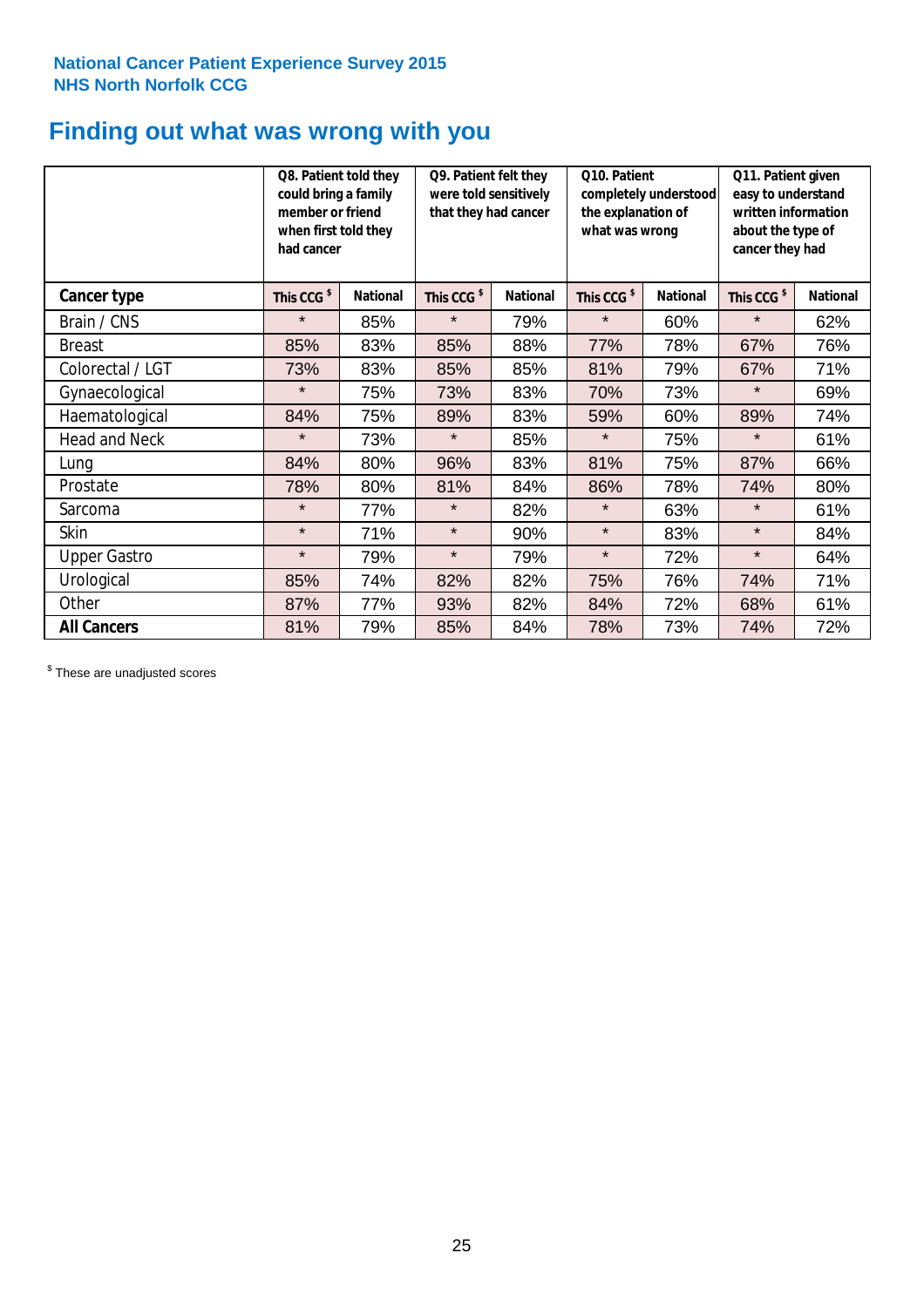**National Cancer Patient Experience Survey 2015**
**NHS North Norfolk CCG**

# Finding out what was wrong with you

| | Q8. Patient told they could bring a family member or friend when first told they had cancer | | Q9. Patient felt they were told sensitively that they had cancer | | Q10. Patient completely understood the explanation of what was wrong | | Q11. Patient given easy to understand written information about the type of cancer they had | |
|---|---|---|---|---|---|---|---|---|
| **Cancer type** | **This CCG $** | **National** | **This CCG $** | **National** | **This CCG $** | **National** | **This CCG $** | **National** |
| Brain / CNS | * | 85% | * | 79% | * | 60% | * | 62% |
| Breast | 85% | 83% | 85% | 88% | 77% | 78% | 67% | 76% |
| Colorectal / LGT | 73% | 83% | 85% | 85% | 81% | 79% | 67% | 71% |
| Gynaecological | * | 75% | 73% | 83% | 70% | 73% | * | 69% |
| Haematological | 84% | 75% | 89% | 83% | 59% | 60% | 89% | 74% |
| Head and Neck | * | 73% | * | 85% | * | 75% | * | 61% |
| Lung | 84% | 80% | 96% | 83% | 81% | 75% | 87% | 66% |
| Prostate | 78% | 80% | 81% | 84% | 86% | 78% | 74% | 80% |
| Sarcoma | * | 77% | * | 82% | * | 63% | * | 61% |
| Skin | * | 71% | * | 90% | * | 83% | * | 84% |
| Upper Gastro | * | 79% | * | 79% | * | 72% | * | 64% |
| Urological | 85% | 74% | 82% | 82% | 75% | 76% | 74% | 71% |
| Other | 87% | 77% | 93% | 82% | 84% | 72% | 68% | 61% |
| **All Cancers** | 81% | 79% | 85% | 84% | 78% | 73% | 74% | 72% |

$ These are unadjusted scores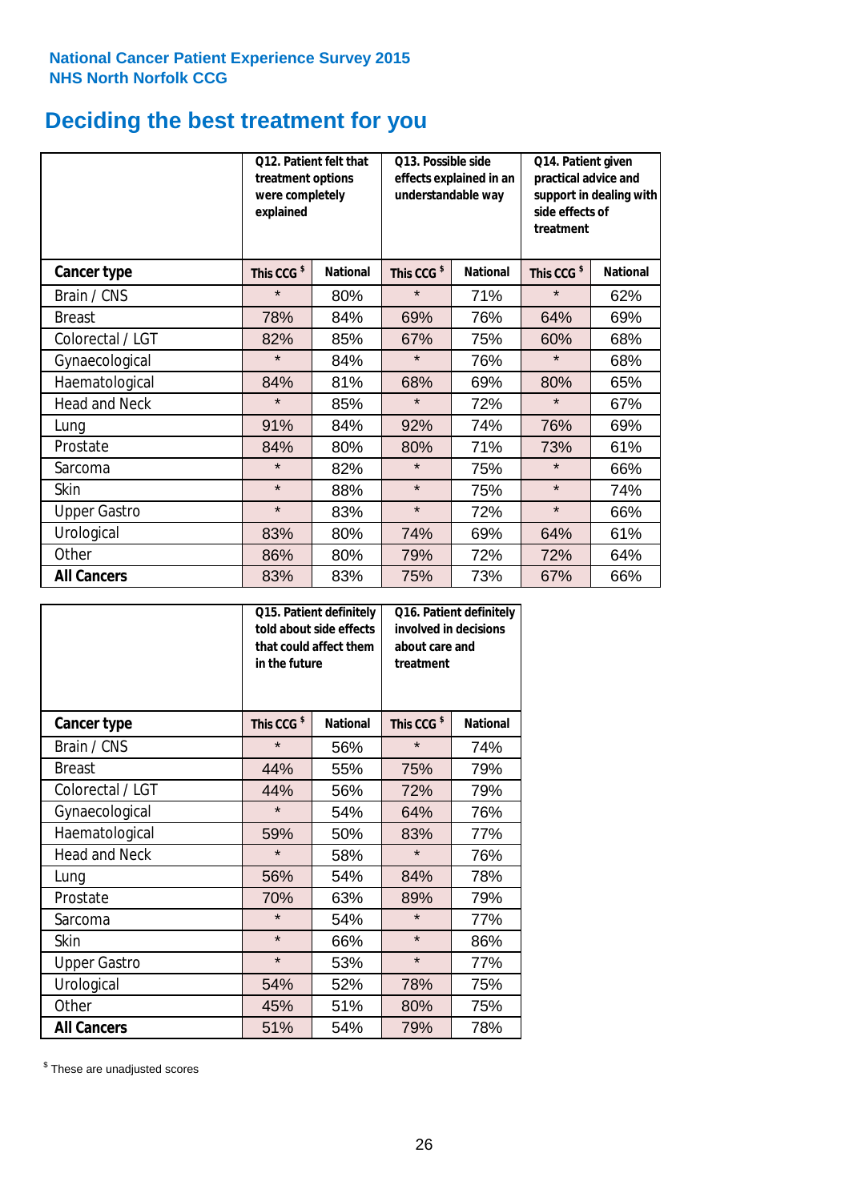National Cancer Patient Experience Survey 2015
NHS North Norfolk CCG

# Deciding the best treatment for you

| | Q12. Patient felt that treatment options were completely explained | | Q13. Possible side effects explained in an understandable way | | Q14. Patient given practical advice and support in dealing with side effects of treatment | |
|---|---|---|---|---|---|---|
| **Cancer type** | **This CCG $** | **National** | **This CCG $** | **National** | **This CCG $** | **National** |
| Brain / CNS | * | 80% | * | 71% | * | 62% |
| Breast | 78% | 84% | 69% | 76% | 64% | 69% |
| Colorectal / LGT | 82% | 85% | 67% | 75% | 60% | 68% |
| Gynaecological | * | 84% | * | 76% | * | 68% |
| Haematological | 84% | 81% | 68% | 69% | 80% | 65% |
| Head and Neck | * | 85% | * | 72% | * | 67% |
| Lung | 91% | 84% | 92% | 74% | 76% | 69% |
| Prostate | 84% | 80% | 80% | 71% | 73% | 61% |
| Sarcoma | * | 82% | * | 75% | * | 66% |
| Skin | * | 88% | * | 75% | * | 74% |
| Upper Gastro | * | 83% | * | 72% | * | 66% |
| Urological | 83% | 80% | 74% | 69% | 64% | 61% |
| Other | 86% | 80% | 79% | 72% | 72% | 64% |
| **All Cancers** | 83% | 83% | 75% | 73% | 67% | 66% |

| | Q15. Patient definitely told about side effects that could affect them in the future | | Q16. Patient definitely involved in decisions about care and treatment | |
|---|---|---|---|---|
| **Cancer type** | **This CCG $** | **National** | **This CCG $** | **National** |
| Brain / CNS | * | 56% | * | 74% |
| Breast | 44% | 55% | 75% | 79% |
| Colorectal / LGT | 44% | 56% | 72% | 79% |
| Gynaecological | * | 54% | 64% | 76% |
| Haematological | 59% | 50% | 83% | 77% |
| Head and Neck | * | 58% | * | 76% |
| Lung | 56% | 54% | 84% | 78% |
| Prostate | 70% | 63% | 89% | 79% |
| Sarcoma | * | 54% | * | 77% |
| Skin | * | 66% | * | 86% |
| Upper Gastro | * | 53% | * | 77% |
| Urological | 54% | 52% | 78% | 75% |
| Other | 45% | 51% | 80% | 75% |
| **All Cancers** | 51% | 54% | 79% | 78% |

$ These are unadjusted scores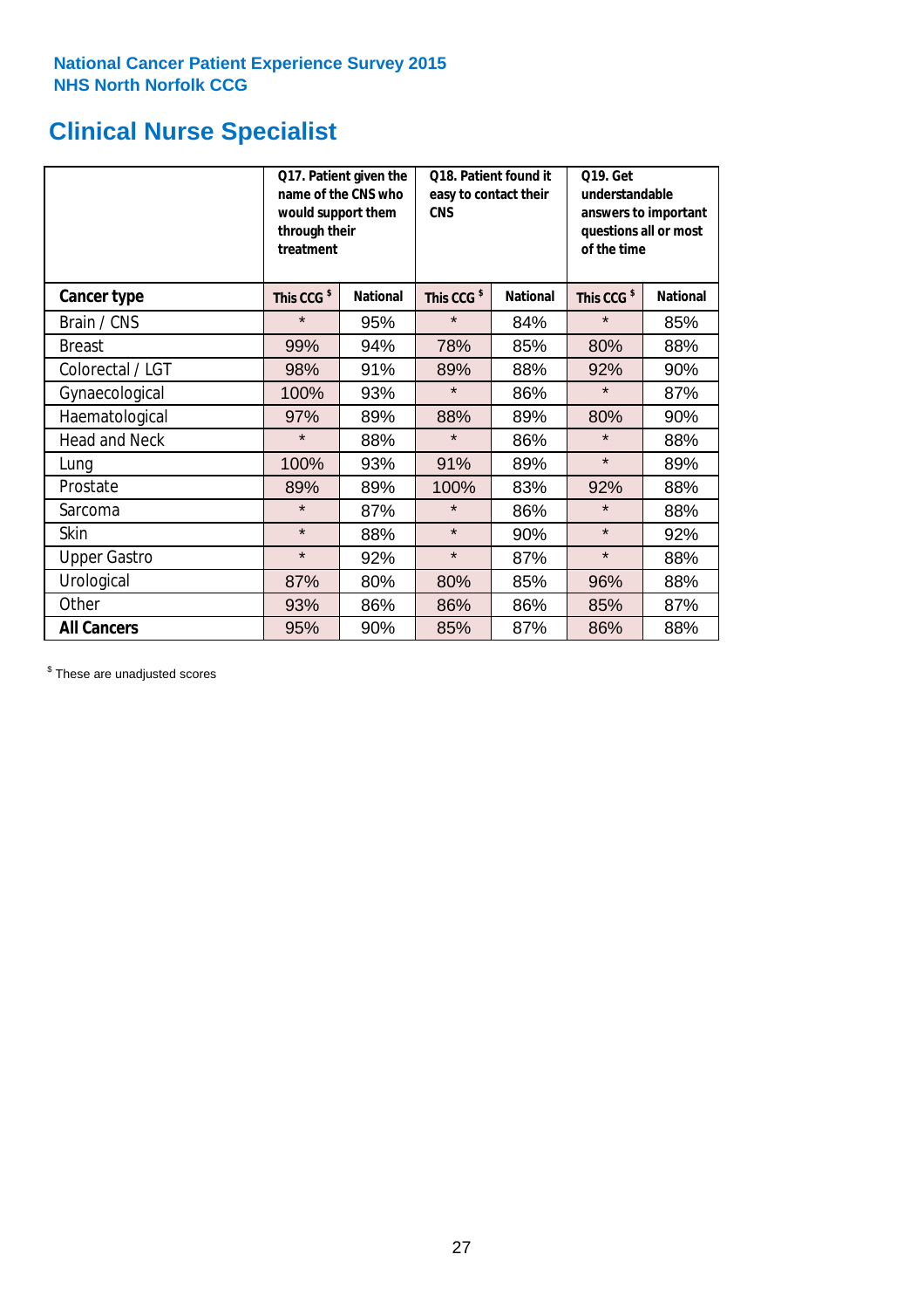**National Cancer Patient Experience Survey 2015**
**NHS North Norfolk CCG**

# Clinical Nurse Specialist

| | Q17. Patient given the name of the CNS who would support them through their treatment | | Q18. Patient found it easy to contact their CNS | | Q19. Get understandable answers to important questions all or most of the time | |
|---|---|---|---|---|---|---|
| **Cancer type** | **This CCG $** | **National** | **This CCG $** | **National** | **This CCG $** | **National** |
| Brain / CNS | * | 95% | * | 84% | * | 85% |
| Breast | 99% | 94% | 78% | 85% | 80% | 88% |
| Colorectal / LGT | 98% | 91% | 89% | 88% | 92% | 90% |
| Gynaecological | 100% | 93% | * | 86% | * | 87% |
| Haematological | 97% | 89% | 88% | 89% | 80% | 90% |
| Head and Neck | * | 88% | * | 86% | * | 88% |
| Lung | 100% | 93% | 91% | 89% | * | 89% |
| Prostate | 89% | 89% | 100% | 83% | 92% | 88% |
| Sarcoma | * | 87% | * | 86% | * | 88% |
| Skin | * | 88% | * | 90% | * | 92% |
| Upper Gastro | * | 92% | * | 87% | * | 88% |
| Urological | 87% | 80% | 80% | 85% | 96% | 88% |
| Other | 93% | 86% | 86% | 86% | 85% | 87% |
| **All Cancers** | 95% | 90% | 85% | 87% | 86% | 88% |

$ These are unadjusted scores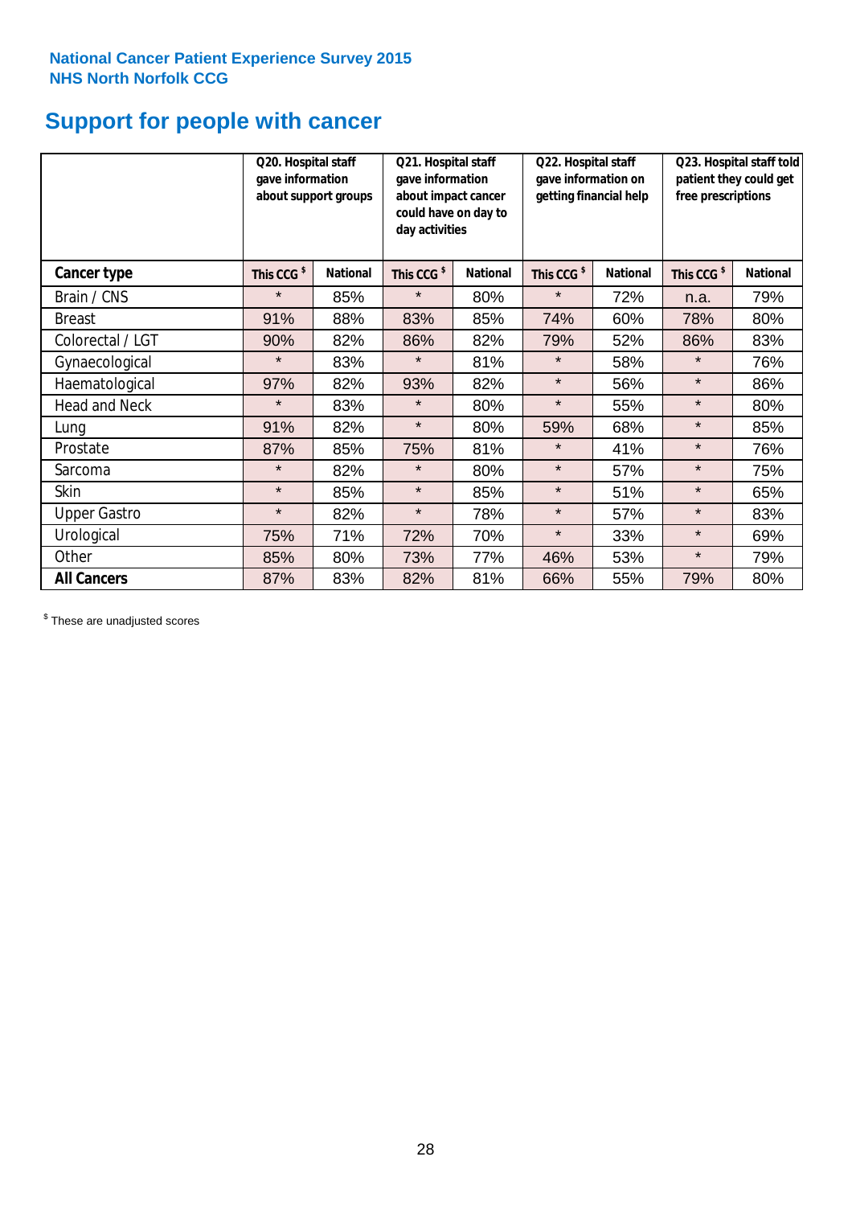National Cancer Patient Experience Survey 2015
NHS North Norfolk CCG

# Support for people with cancer

| | Q20. Hospital staff gave information about support groups | | Q21. Hospital staff gave information about impact cancer could have on day to day activities | | Q22. Hospital staff gave information on getting financial help | | Q23. Hospital staff told patient they could get free prescriptions | |
|---|---|---|---|---|---|---|---|---|
| **Cancer type** | **This CCG $** | **National** | **This CCG $** | **National** | **This CCG $** | **National** | **This CCG $** | **National** |
| Brain / CNS | * | 85% | * | 80% | * | 72% | n.a. | 79% |
| Breast | 91% | 88% | 83% | 85% | 74% | 60% | 78% | 80% |
| Colorectal / LGT | 90% | 82% | 86% | 82% | 79% | 52% | 86% | 83% |
| Gynaecological | * | 83% | * | 81% | * | 58% | * | 76% |
| Haematological | 97% | 82% | 93% | 82% | * | 56% | * | 86% |
| Head and Neck | * | 83% | * | 80% | * | 55% | * | 80% |
| Lung | 91% | 82% | * | 80% | 59% | 68% | * | 85% |
| Prostate | 87% | 85% | 75% | 81% | * | 41% | * | 76% |
| Sarcoma | * | 82% | * | 80% | * | 57% | * | 75% |
| Skin | * | 85% | * | 85% | * | 51% | * | 65% |
| Upper Gastro | * | 82% | * | 78% | * | 57% | * | 83% |
| Urological | 75% | 71% | 72% | 70% | * | 33% | * | 69% |
| Other | 85% | 80% | 73% | 77% | 46% | 53% | * | 79% |
| **All Cancers** | 87% | 83% | 82% | 81% | 66% | 55% | 79% | 80% |

$ These are unadjusted scores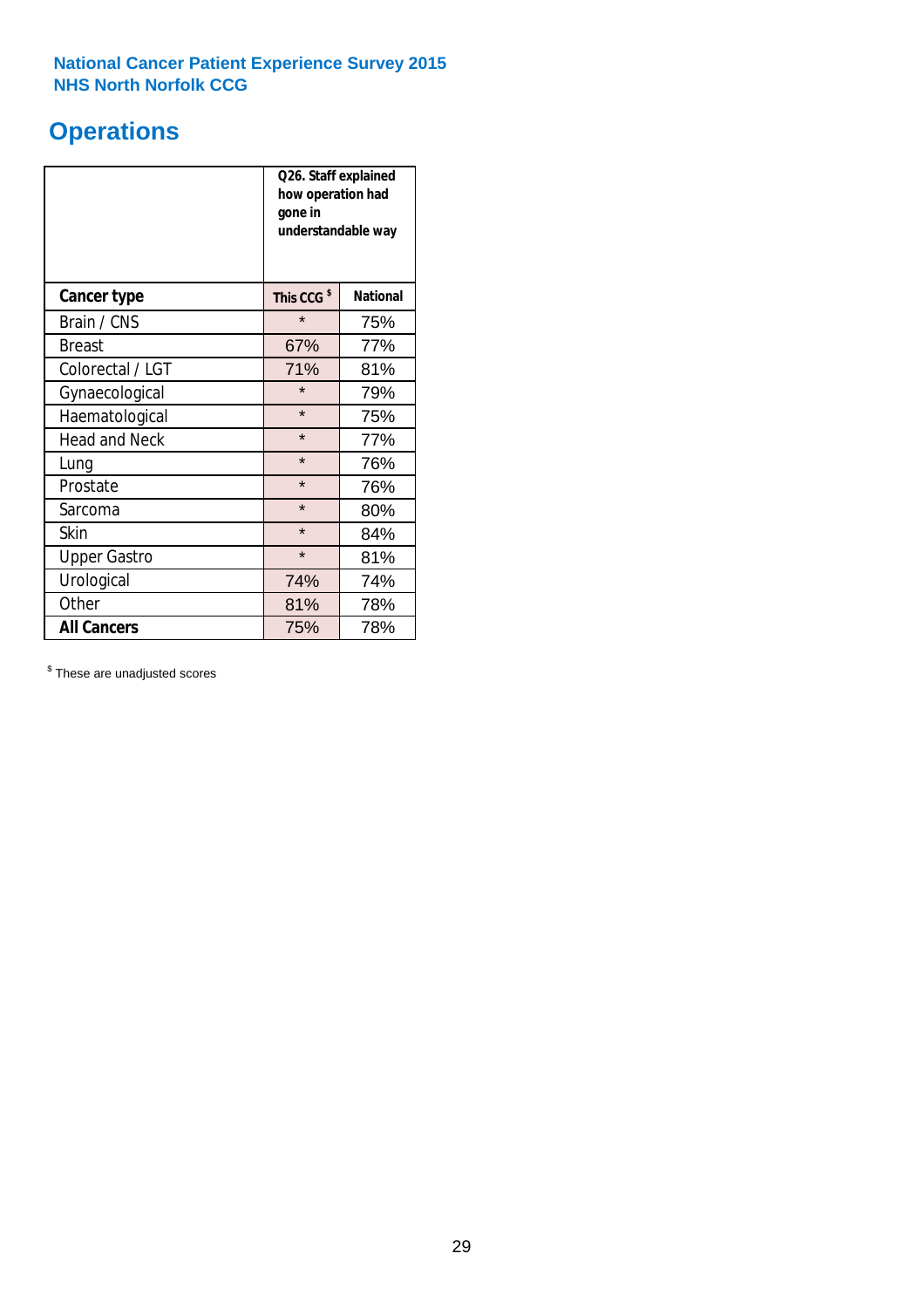**National Cancer Patient Experience Survey 2015**
**NHS North Norfolk CCG**

# Operations

| | Q26. Staff explained how operation had gone in understandable way | |
|---|---|---|
| **Cancer type** | **This CCG $** | **National** |
| Brain / CNS | * | 75% |
| Breast | 67% | 77% |
| Colorectal / LGT | 71% | 81% |
| Gynaecological | * | 79% |
| Haematological | * | 75% |
| Head and Neck | * | 77% |
| Lung | * | 76% |
| Prostate | * | 76% |
| Sarcoma | * | 80% |
| Skin | * | 84% |
| Upper Gastro | * | 81% |
| Urological | 74% | 74% |
| Other | 81% | 78% |
| **All Cancers** | 75% | 78% |

$ These are unadjusted scores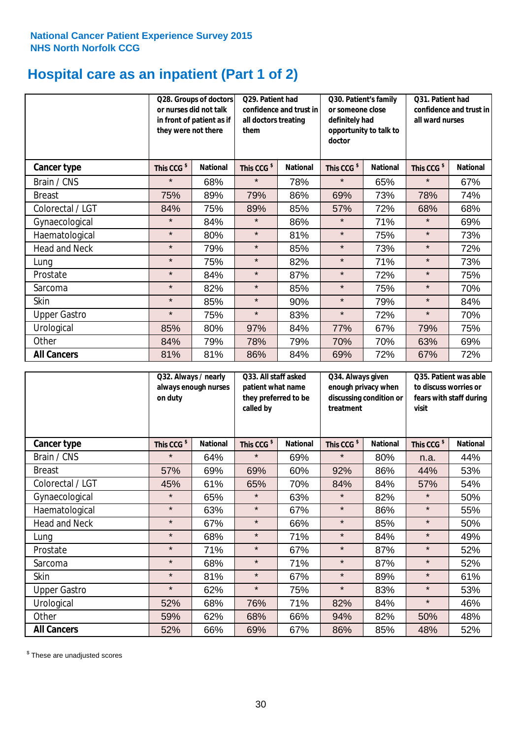National Cancer Patient Experience Survey 2015
NHS North Norfolk CCG

# Hospital care as an inpatient (Part 1 of 2)

| | Q28. Groups of doctors or nurses did not talk in front of patient as if they were not there | | Q29. Patient had confidence and trust in all doctors treating them | | Q30. Patient's family or someone close definitely had opportunity to talk to doctor | | Q31. Patient had confidence and trust in all ward nurses | |
|---|---|---|---|---|---|---|---|---|
| **Cancer type** | **This CCG $** | **National** | **This CCG $** | **National** | **This CCG $** | **National** | **This CCG $** | **National** |
| Brain / CNS | * | 68% | * | 78% | * | 65% | * | 67% |
| Breast | 75% | 89% | 79% | 86% | 69% | 73% | 78% | 74% |
| Colorectal / LGT | 84% | 75% | 89% | 85% | 57% | 72% | 68% | 68% |
| Gynaecological | * | 84% | * | 86% | * | 71% | * | 69% |
| Haematological | * | 80% | * | 81% | * | 75% | * | 73% |
| Head and Neck | * | 79% | * | 85% | * | 73% | * | 72% |
| Lung | * | 75% | * | 82% | * | 71% | * | 73% |
| Prostate | * | 84% | * | 87% | * | 72% | * | 75% |
| Sarcoma | * | 82% | * | 85% | * | 75% | * | 70% |
| Skin | * | 85% | * | 90% | * | 79% | * | 84% |
| Upper Gastro | * | 75% | * | 83% | * | 72% | * | 70% |
| Urological | 85% | 80% | 97% | 84% | 77% | 67% | 79% | 75% |
| Other | 84% | 79% | 78% | 79% | 70% | 70% | 63% | 69% |
| **All Cancers** | 81% | 81% | 86% | 84% | 69% | 72% | 67% | 72% |

| | Q32. Always / nearly always enough nurses on duty | | Q33. All staff asked patient what name they preferred to be called by | | Q34. Always given enough privacy when discussing condition or treatment | | Q35. Patient was able to discuss worries or fears with staff during visit | |
|---|---|---|---|---|---|---|---|---|
| **Cancer type** | **This CCG $** | **National** | **This CCG $** | **National** | **This CCG $** | **National** | **This CCG $** | **National** |
| Brain / CNS | * | 64% | * | 69% | * | 80% | n.a. | 44% |
| Breast | 57% | 69% | 69% | 60% | 92% | 86% | 44% | 53% |
| Colorectal / LGT | 45% | 61% | 65% | 70% | 84% | 84% | 57% | 54% |
| Gynaecological | * | 65% | * | 63% | * | 82% | * | 50% |
| Haematological | * | 63% | * | 67% | * | 86% | * | 55% |
| Head and Neck | * | 67% | * | 66% | * | 85% | * | 50% |
| Lung | * | 68% | * | 71% | * | 84% | * | 49% |
| Prostate | * | 71% | * | 67% | * | 87% | * | 52% |
| Sarcoma | * | 68% | * | 71% | * | 87% | * | 52% |
| Skin | * | 81% | * | 67% | * | 89% | * | 61% |
| Upper Gastro | * | 62% | * | 75% | * | 83% | * | 53% |
| Urological | 52% | 68% | 76% | 71% | 82% | 84% | * | 46% |
| Other | 59% | 62% | 68% | 66% | 94% | 82% | 50% | 48% |
| **All Cancers** | 52% | 66% | 69% | 67% | 86% | 85% | 48% | 52% |

$ These are unadjusted scores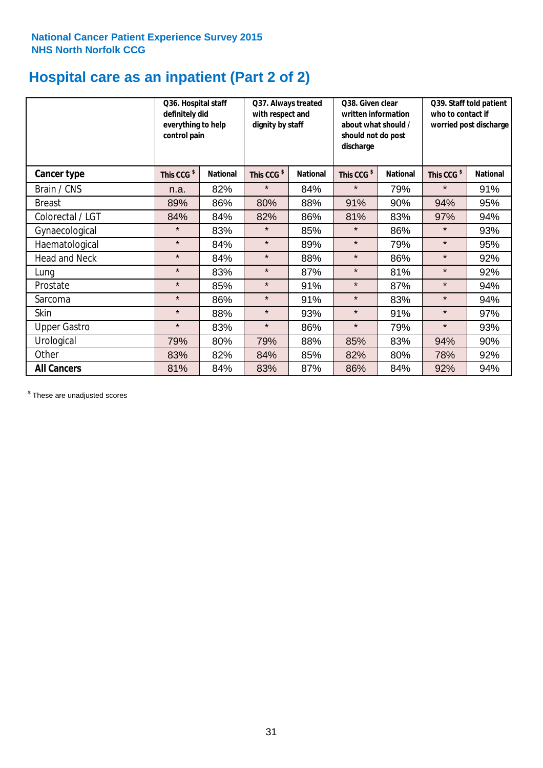National Cancer Patient Experience Survey 2015
NHS North Norfolk CCG

# Hospital care as an inpatient (Part 2 of 2)

| | Q36. Hospital staff definitely did everything to help control pain | | Q37. Always treated with respect and dignity by staff | | Q38. Given clear written information about what should / should not do post discharge | | Q39. Staff told patient who to contact if worried post discharge | |
|---|---|---|---|---|---|---|---|---|
| **Cancer type** | This CCG $ | National | This CCG $ | National | This CCG $ | National | This CCG $ | National |
| Brain / CNS | n.a. | 82% | * | 84% | * | 79% | * | 91% |
| Breast | 89% | 86% | 80% | 88% | 91% | 90% | 94% | 95% |
| Colorectal / LGT | 84% | 84% | 82% | 86% | 81% | 83% | 97% | 94% |
| Gynaecological | * | 83% | * | 85% | * | 86% | * | 93% |
| Haematological | * | 84% | * | 89% | * | 79% | * | 95% |
| Head and Neck | * | 84% | * | 88% | * | 86% | * | 92% |
| Lung | * | 83% | * | 87% | * | 81% | * | 92% |
| Prostate | * | 85% | * | 91% | * | 87% | * | 94% |
| Sarcoma | * | 86% | * | 91% | * | 83% | * | 94% |
| Skin | * | 88% | * | 93% | * | 91% | * | 97% |
| Upper Gastro | * | 83% | * | 86% | * | 79% | * | 93% |
| Urological | 79% | 80% | 79% | 88% | 85% | 83% | 94% | 90% |
| Other | 83% | 82% | 84% | 85% | 82% | 80% | 78% | 92% |
| **All Cancers** | 81% | 84% | 83% | 87% | 86% | 84% | 92% | 94% |

$ These are unadjusted scores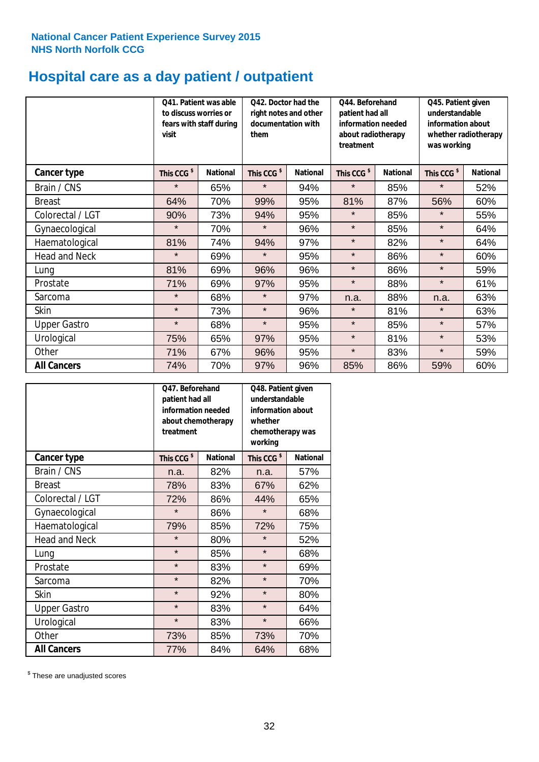National Cancer Patient Experience Survey 2015
NHS North Norfolk CCG

# Hospital care as a day patient / outpatient

| | Q41. Patient was able to discuss worries or fears with staff during visit | | Q42. Doctor had the right notes and other documentation with them | | Q44. Beforehand patient had all information needed about radiotherapy treatment | | Q45. Patient given understandable information about whether radiotherapy was working | |
|---|---|---|---|---|---|---|---|---|
| **Cancer type** | **This CCG $** | **National** | **This CCG $** | **National** | **This CCG $** | **National** | **This CCG $** | **National** |
| Brain / CNS | * | 65% | * | 94% | * | 85% | * | 52% |
| Breast | 64% | 70% | 99% | 95% | 81% | 87% | 56% | 60% |
| Colorectal / LGT | 90% | 73% | 94% | 95% | * | 85% | * | 55% |
| Gynaecological | * | 70% | * | 96% | * | 85% | * | 64% |
| Haematological | 81% | 74% | 94% | 97% | * | 82% | * | 64% |
| Head and Neck | * | 69% | * | 95% | * | 86% | * | 60% |
| Lung | 81% | 69% | 96% | 96% | * | 86% | * | 59% |
| Prostate | 71% | 69% | 97% | 95% | * | 88% | * | 61% |
| Sarcoma | * | 68% | * | 97% | n.a. | 88% | n.a. | 63% |
| Skin | * | 73% | * | 96% | * | 81% | * | 63% |
| Upper Gastro | * | 68% | * | 95% | * | 85% | * | 57% |
| Urological | 75% | 65% | 97% | 95% | * | 81% | * | 53% |
| Other | 71% | 67% | 96% | 95% | * | 83% | * | 59% |
| **All Cancers** | 74% | 70% | 97% | 96% | 85% | 86% | 59% | 60% |

| | Q47. Beforehand patient had all information needed about chemotherapy treatment | | Q48. Patient given understandable information about whether chemotherapy was working | |
|---|---|---|---|---|
| **Cancer type** | **This CCG $** | **National** | **This CCG $** | **National** |
| Brain / CNS | n.a. | 82% | n.a. | 57% |
| Breast | 78% | 83% | 67% | 62% |
| Colorectal / LGT | 72% | 86% | 44% | 65% |
| Gynaecological | * | 86% | * | 68% |
| Haematological | 79% | 85% | 72% | 75% |
| Head and Neck | * | 80% | * | 52% |
| Lung | * | 85% | * | 68% |
| Prostate | * | 83% | * | 69% |
| Sarcoma | * | 82% | * | 70% |
| Skin | * | 92% | * | 80% |
| Upper Gastro | * | 83% | * | 64% |
| Urological | * | 83% | * | 66% |
| Other | 73% | 85% | 73% | 70% |
| **All Cancers** | 77% | 84% | 64% | 68% |

$ These are unadjusted scores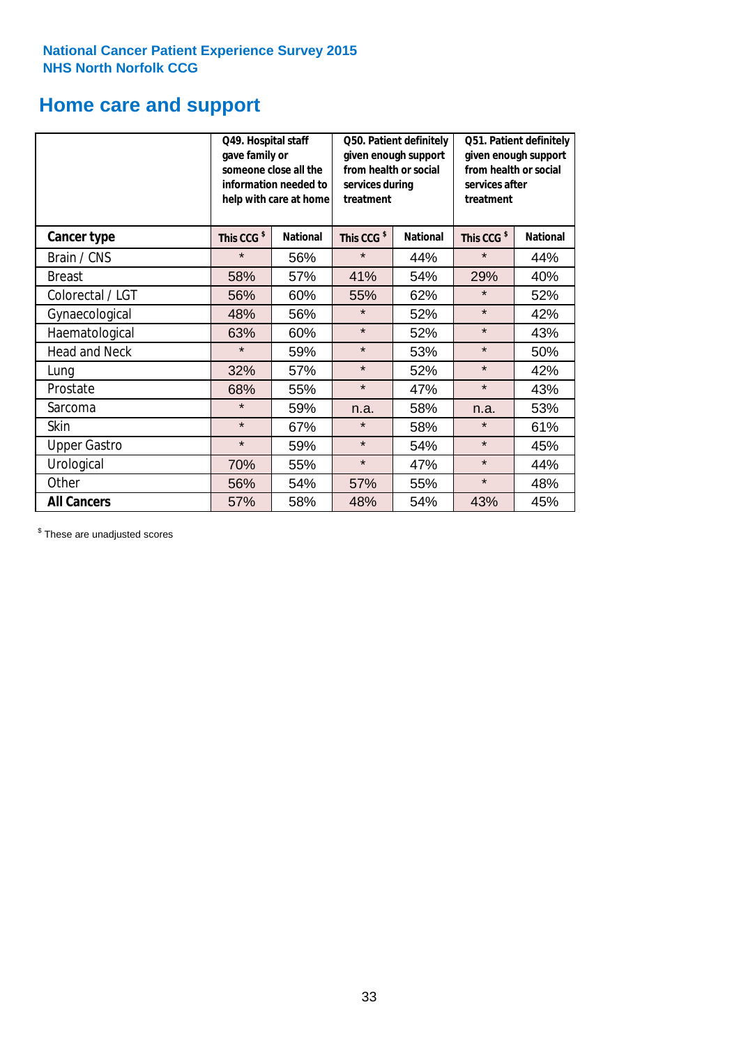**National Cancer Patient Experience Survey 2015**
**NHS North Norfolk CCG**

# Home care and support

| | Q49. Hospital staff gave family or someone close all the information needed to help with care at home | | Q50. Patient definitely given enough support from health or social services during treatment | | Q51. Patient definitely given enough support from health or social services after treatment | |
|---|---|---|---|---|---|---|
| **Cancer type** | **This CCG $** | **National** | **This CCG $** | **National** | **This CCG $** | **National** |
| Brain / CNS | * | 56% | * | 44% | * | 44% |
| Breast | 58% | 57% | 41% | 54% | 29% | 40% |
| Colorectal / LGT | 56% | 60% | 55% | 62% | * | 52% |
| Gynaecological | 48% | 56% | * | 52% | * | 42% |
| Haematological | 63% | 60% | * | 52% | * | 43% |
| Head and Neck | * | 59% | * | 53% | * | 50% |
| Lung | 32% | 57% | * | 52% | * | 42% |
| Prostate | 68% | 55% | * | 47% | * | 43% |
| Sarcoma | * | 59% | n.a. | 58% | n.a. | 53% |
| Skin | * | 67% | * | 58% | * | 61% |
| Upper Gastro | * | 59% | * | 54% | * | 45% |
| Urological | 70% | 55% | * | 47% | * | 44% |
| Other | 56% | 54% | 57% | 55% | * | 48% |
| **All Cancers** | 57% | 58% | 48% | 54% | 43% | 45% |

$ These are unadjusted scores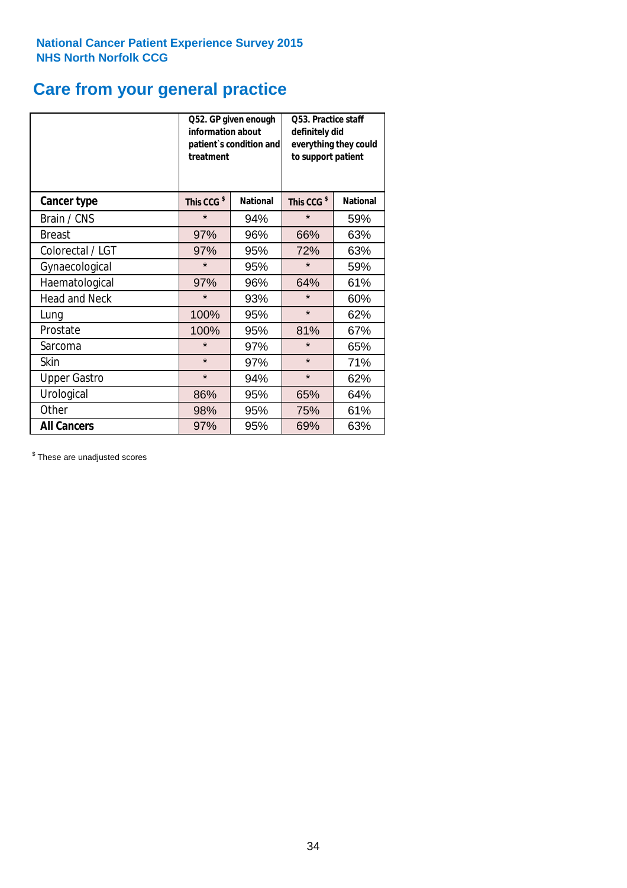National Cancer Patient Experience Survey 2015
NHS North Norfolk CCG

# Care from your general practice

| | Q52. GP given enough information about patient`s condition and treatment | | Q53. Practice staff definitely did everything they could to support patient | |
|---|---|---|---|---|
| **Cancer type** | **This CCG $** | **National** | **This CCG $** | **National** |
| Brain / CNS | * | 94% | * | 59% |
| Breast | 97% | 96% | 66% | 63% |
| Colorectal / LGT | 97% | 95% | 72% | 63% |
| Gynaecological | * | 95% | * | 59% |
| Haematological | 97% | 96% | 64% | 61% |
| Head and Neck | * | 93% | * | 60% |
| Lung | 100% | 95% | * | 62% |
| Prostate | 100% | 95% | 81% | 67% |
| Sarcoma | * | 97% | * | 65% |
| Skin | * | 97% | * | 71% |
| Upper Gastro | * | 94% | * | 62% |
| Urological | 86% | 95% | 65% | 64% |
| Other | 98% | 95% | 75% | 61% |
| **All Cancers** | 97% | 95% | 69% | 63% |

$ These are unadjusted scores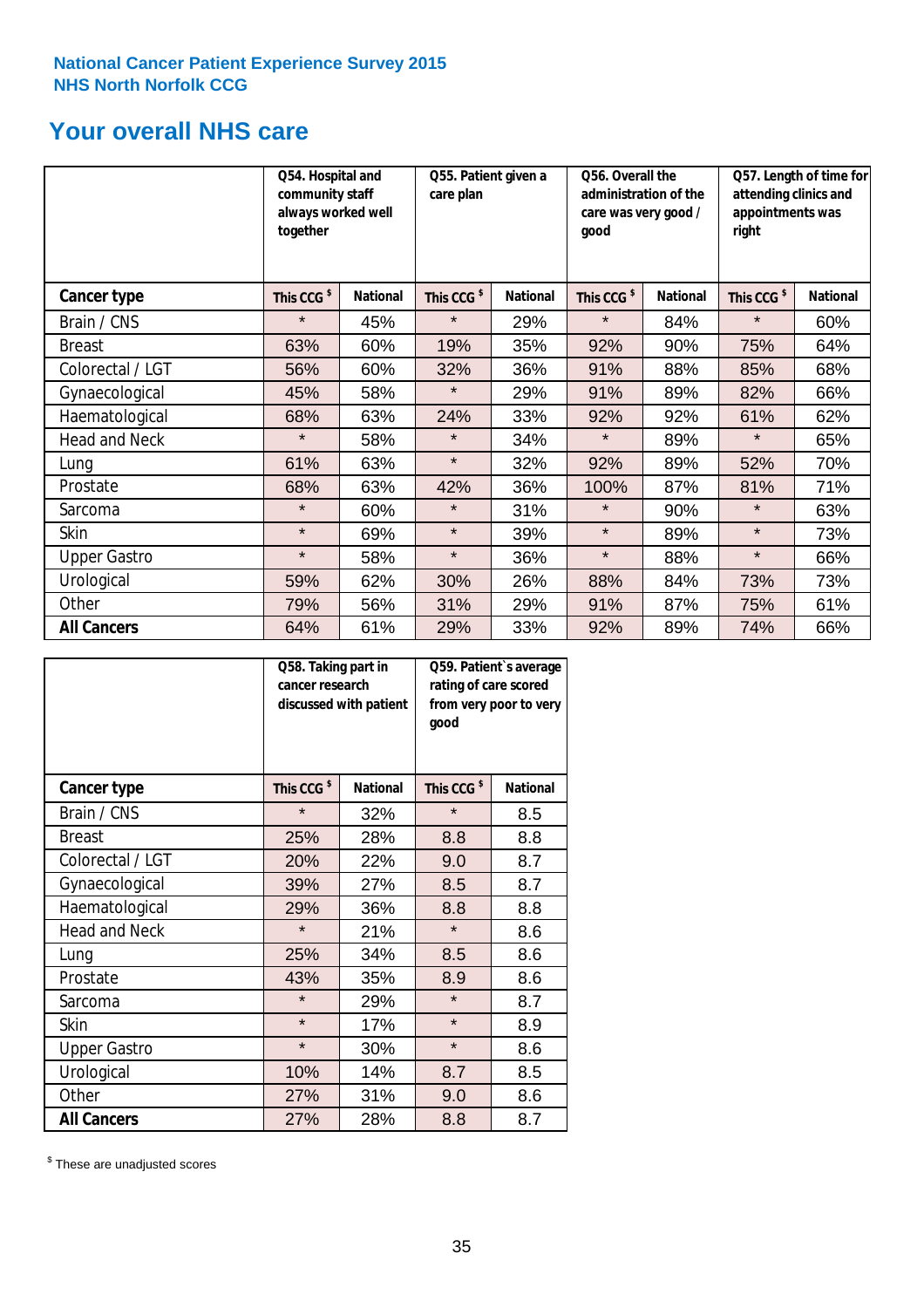National Cancer Patient Experience Survey 2015
NHS North Norfolk CCG

## Your overall NHS care

| | Q54. Hospital and community staff always worked well together | | Q55. Patient given a care plan | | Q56. Overall the administration of the care was very good / good | | Q57. Length of time for attending clinics and appointments was right | |
|---|---|---|---|---|---|---|---|---|
| **Cancer type** | This CCG $ | National | This CCG $ | National | This CCG $ | National | This CCG $ | National |
| Brain / CNS | * | 45% | * | 29% | * | 84% | * | 60% |
| Breast | 63% | 60% | 19% | 35% | 92% | 90% | 75% | 64% |
| Colorectal / LGT | 56% | 60% | 32% | 36% | 91% | 88% | 85% | 68% |
| Gynaecological | 45% | 58% | * | 29% | 91% | 89% | 82% | 66% |
| Haematological | 68% | 63% | 24% | 33% | 92% | 92% | 61% | 62% |
| Head and Neck | * | 58% | * | 34% | * | 89% | * | 65% |
| Lung | 61% | 63% | * | 32% | 92% | 89% | 52% | 70% |
| Prostate | 68% | 63% | 42% | 36% | 100% | 87% | 81% | 71% |
| Sarcoma | * | 60% | * | 31% | * | 90% | * | 63% |
| Skin | * | 69% | * | 39% | * | 89% | * | 73% |
| Upper Gastro | * | 58% | * | 36% | * | 88% | * | 66% |
| Urological | 59% | 62% | 30% | 26% | 88% | 84% | 73% | 73% |
| Other | 79% | 56% | 31% | 29% | 91% | 87% | 75% | 61% |
| **All Cancers** | 64% | 61% | 29% | 33% | 92% | 89% | 74% | 66% |

| | Q58. Taking part in cancer research discussed with patient | | Q59. Patient's average rating of care scored from very poor to very good | |
|---|---|---|---|---|
| **Cancer type** | This CCG $ | National | This CCG $ | National |
| Brain / CNS | * | 32% | * | 8.5 |
| Breast | 25% | 28% | 8.8 | 8.8 |
| Colorectal / LGT | 20% | 22% | 9.0 | 8.7 |
| Gynaecological | 39% | 27% | 8.5 | 8.7 |
| Haematological | 29% | 36% | 8.8 | 8.8 |
| Head and Neck | * | 21% | * | 8.6 |
| Lung | 25% | 34% | 8.5 | 8.6 |
| Prostate | 43% | 35% | 8.9 | 8.6 |
| Sarcoma | * | 29% | * | 8.7 |
| Skin | * | 17% | * | 8.9 |
| Upper Gastro | * | 30% | * | 8.6 |
| Urological | 10% | 14% | 8.7 | 8.5 |
| Other | 27% | 31% | 9.0 | 8.6 |
| **All Cancers** | 27% | 28% | 8.8 | 8.7 |

$ These are unadjusted scores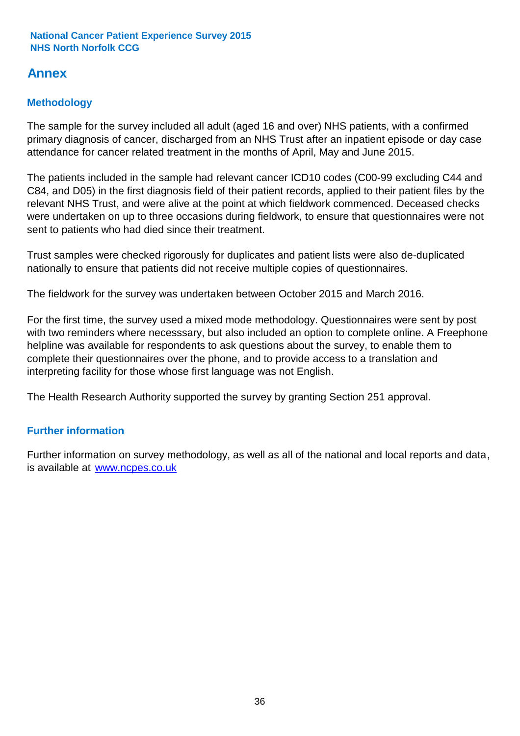# Annex

## Methodology

The sample for the survey included all adult (aged 16 and over) NHS patients, with a confirmed primary diagnosis of cancer, discharged from an NHS Trust after an inpatient episode or day case attendance for cancer related treatment in the months of April, May and June 2015.

The patients included in the sample had relevant cancer ICD10 codes (C00-99 excluding C44 and C84, and D05) in the first diagnosis field of their patient records, applied to their patient files by the relevant NHS Trust, and were alive at the point at which fieldwork commenced. Deceased checks were undertaken on up to three occasions during fieldwork, to ensure that questionnaires were not sent to patients who had died since their treatment.

Trust samples were checked rigorously for duplicates and patient lists were also de-duplicated nationally to ensure that patients did not receive multiple copies of questionnaires.

The fieldwork for the survey was undertaken between October 2015 and March 2016.

For the first time, the survey used a mixed mode methodology. Questionnaires were sent by post with two reminders where necesssary, but also included an option to complete online. A Freephone helpline was available for respondents to ask questions about the survey, to enable them to complete their questionnaires over the phone, and to provide access to a translation and interpreting facility for those whose first language was not English.

The Health Research Authority supported the survey by granting Section 251 approval.

## Further information

Further information on survey methodology, as well as all of the national and local reports and data, is available at [www.ncpes.co.uk](http://www.ncpes.co.uk)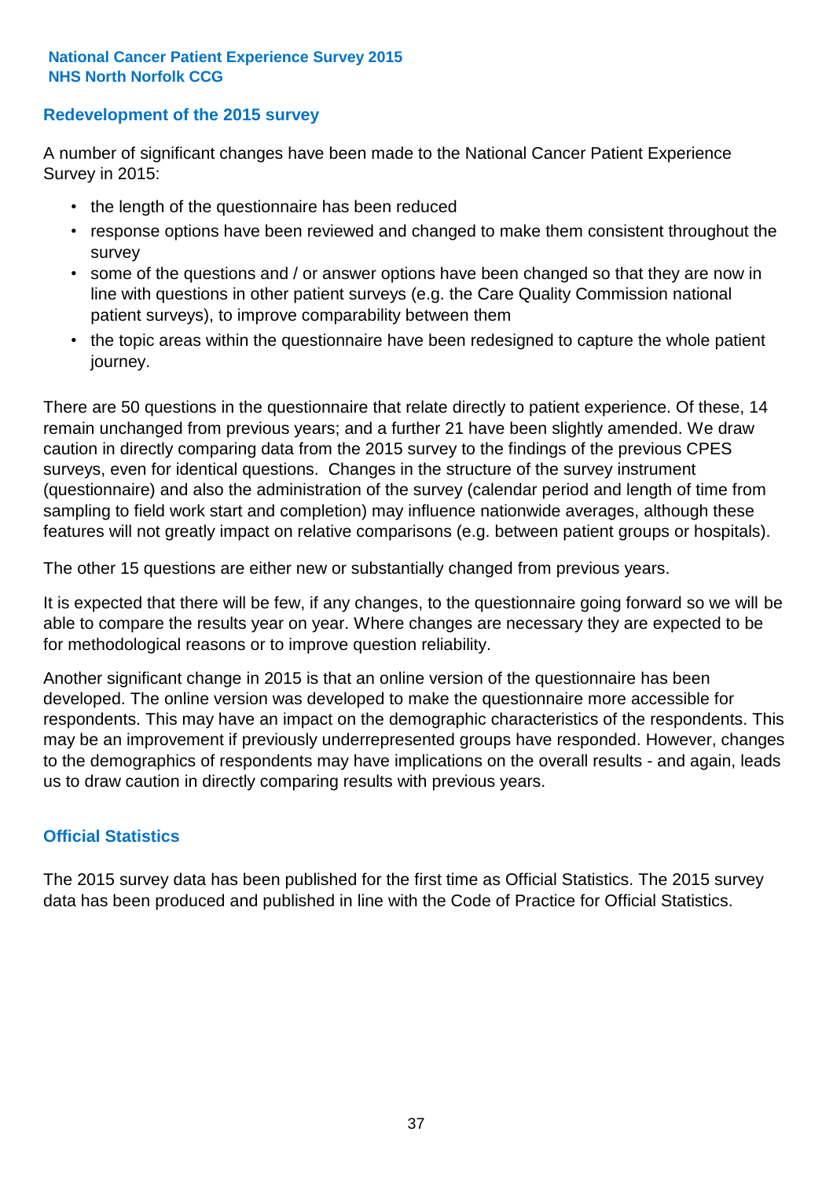## Redevelopment of the 2015 survey

A number of significant changes have been made to the National Cancer Patient Experience Survey in 2015:

- the length of the questionnaire has been reduced
- response options have been reviewed and changed to make them consistent throughout the survey
- some of the questions and / or answer options have been changed so that they are now in line with questions in other patient surveys (e.g. the Care Quality Commission national patient surveys), to improve comparability between them
- the topic areas within the questionnaire have been redesigned to capture the whole patient journey.

There are 50 questions in the questionnaire that relate directly to patient experience. Of these, 14 remain unchanged from previous years; and a further 21 have been slightly amended. We draw caution in directly comparing data from the 2015 survey to the findings of the previous CPES surveys, even for identical questions. Changes in the structure of the survey instrument (questionnaire) and also the administration of the survey (calendar period and length of time from sampling to field work start and completion) may influence nationwide averages, although these features will not greatly impact on relative comparisons (e.g. between patient groups or hospitals).

The other 15 questions are either new or substantially changed from previous years.

It is expected that there will be few, if any changes, to the questionnaire going forward so we will be able to compare the results year on year. Where changes are necessary they are expected to be for methodological reasons or to improve question reliability.

Another significant change in 2015 is that an online version of the questionnaire has been developed. The online version was developed to make the questionnaire more accessible for respondents. This may have an impact on the demographic characteristics of the respondents. This may be an improvement if previously underrepresented groups have responded. However, changes to the demographics of respondents may have implications on the overall results - and again, leads us to draw caution in directly comparing results with previous years.

## Official Statistics

The 2015 survey data has been published for the first time as Official Statistics. The 2015 survey data has been produced and published in line with the Code of Practice for Official Statistics.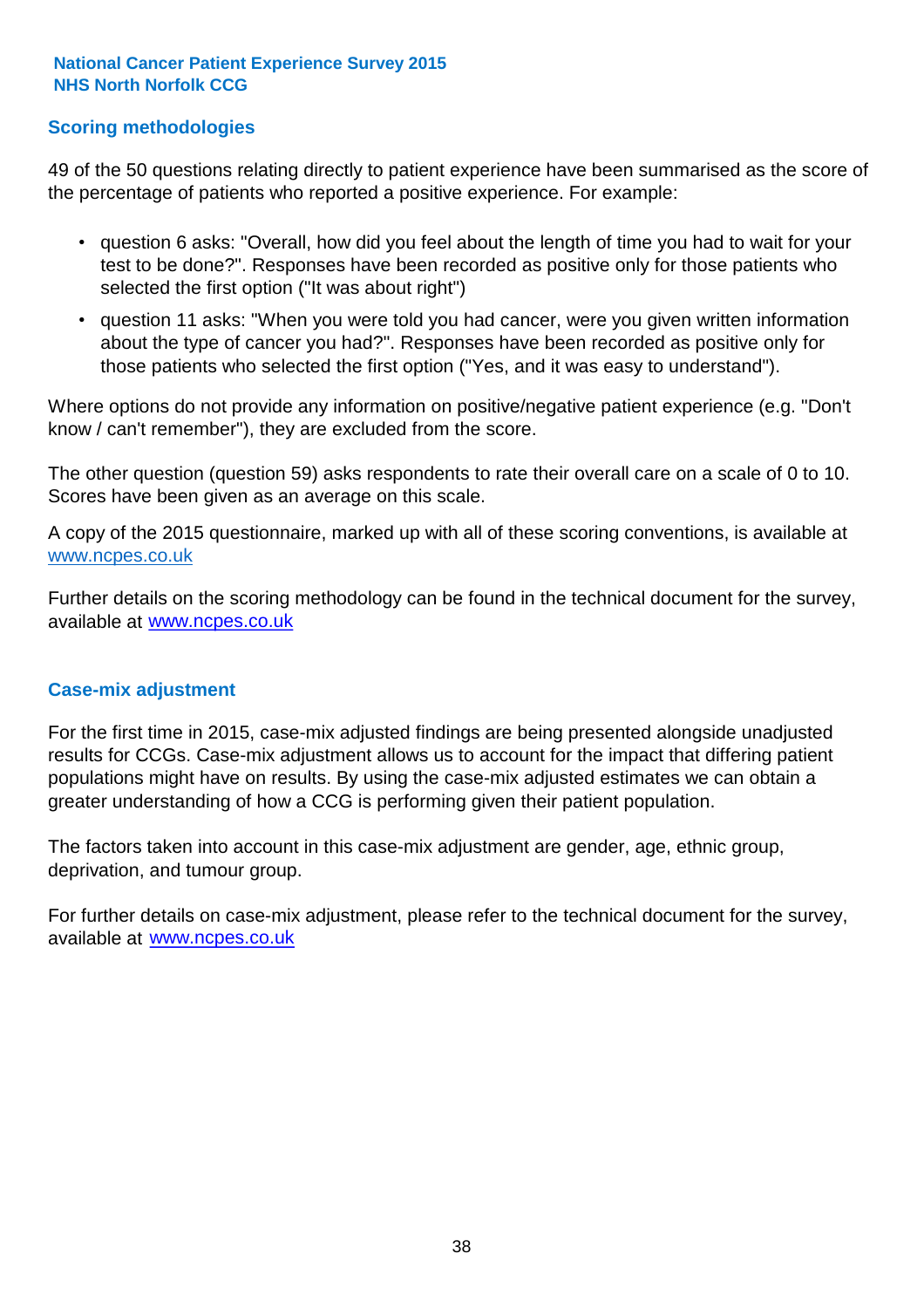National Cancer Patient Experience Survey 2015
NHS North Norfolk CCG

## Scoring methodologies

49 of the 50 questions relating directly to patient experience have been summarised as the score of the percentage of patients who reported a positive experience. For example:

- question 6 asks: "Overall, how did you feel about the length of time you had to wait for your test to be done?". Responses have been recorded as positive only for those patients who selected the first option ("It was about right")
- question 11 asks: "When you were told you had cancer, were you given written information about the type of cancer you had?". Responses have been recorded as positive only for those patients who selected the first option ("Yes, and it was easy to understand").

Where options do not provide any information on positive/negative patient experience (e.g. "Don't know / can't remember"), they are excluded from the score.

The other question (question 59) asks respondents to rate their overall care on a scale of 0 to 10. Scores have been given as an average on this scale.

A copy of the 2015 questionnaire, marked up with all of these scoring conventions, is available at www.ncpes.co.uk

Further details on the scoring methodology can be found in the technical document for the survey, available at www.ncpes.co.uk

## Case-mix adjustment

For the first time in 2015, case-mix adjusted findings are being presented alongside unadjusted results for CCGs. Case-mix adjustment allows us to account for the impact that differing patient populations might have on results. By using the case-mix adjusted estimates we can obtain a greater understanding of how a CCG is performing given their patient population.

The factors taken into account in this case-mix adjustment are gender, age, ethnic group, deprivation, and tumour group.

For further details on case-mix adjustment, please refer to the technical document for the survey, available at www.ncpes.co.uk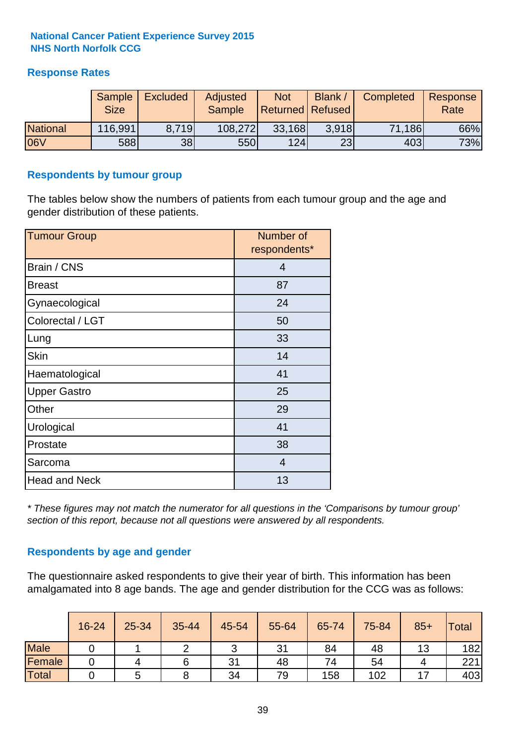**National Cancer Patient Experience Survey 2015**
**NHS North Norfolk CCG**

## Response Rates

| | Sample Size | Excluded | Adjusted Sample | Not Returned | Blank / Refused | Completed | Response Rate |
|---|---|---|---|---|---|---|---|
| National | 116,991 | 8,719 | 108,272 | 33,168 | 3,918 | 71,186 | 66% |
| 06V | 588 | 38 | 550 | 124 | 23 | 403 | 73% |

## Respondents by tumour group

The tables below show the numbers of patients from each tumour group and the age and gender distribution of these patients.

| Tumour Group | Number of respondents* |
|---|---|
| Brain / CNS | 4 |
| Breast | 87 |
| Gynaecological | 24 |
| Colorectal / LGT | 50 |
| Lung | 33 |
| Skin | 14 |
| Haematological | 41 |
| Upper Gastro | 25 |
| Other | 29 |
| Urological | 41 |
| Prostate | 38 |
| Sarcoma | 4 |
| Head and Neck | 13 |

*\* These figures may not match the numerator for all questions in the 'Comparisons by tumour group' section of this report, because not all questions were answered by all respondents.*

## Respondents by age and gender

The questionnaire asked respondents to give their year of birth. This information has been amalgamated into 8 age bands. The age and gender distribution for the CCG was as follows:

| | 16-24 | 25-34 | 35-44 | 45-54 | 55-64 | 65-74 | 75-84 | 85+ | Total |
|---|---|---|---|---|---|---|---|---|---|
| Male | 0 | 1 | 2 | 3 | 31 | 84 | 48 | 13 | 182 |
| Female | 0 | 4 | 6 | 31 | 48 | 74 | 54 | 4 | 221 |
| Total | 0 | 5 | 8 | 34 | 79 | 158 | 102 | 17 | 403 |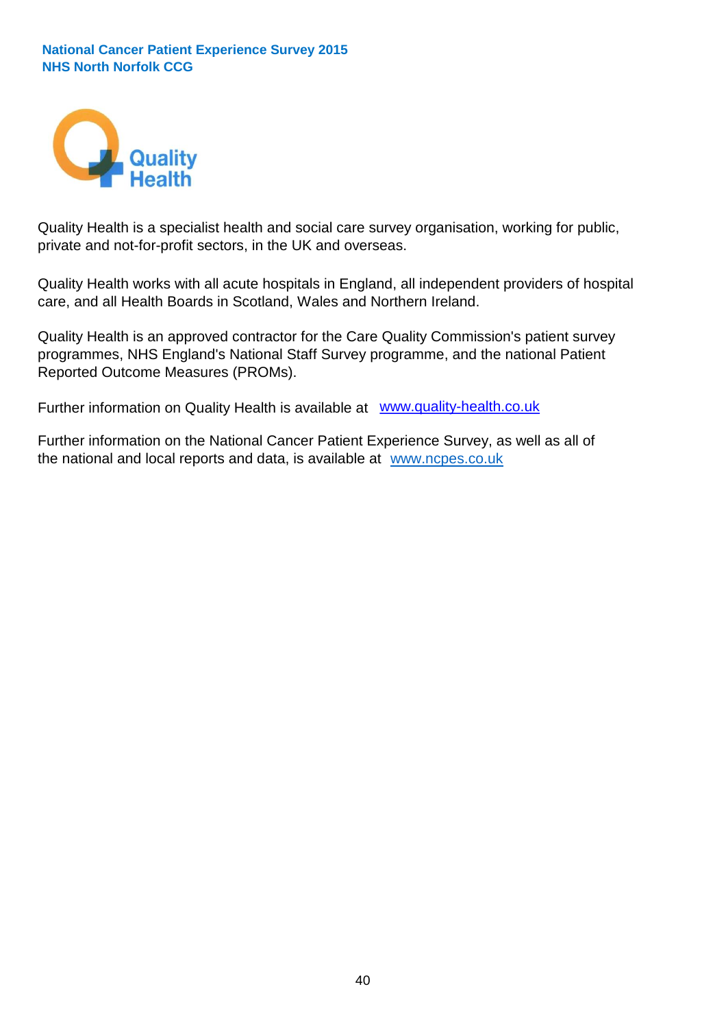**National Cancer Patient Experience Survey 2015**
**NHS North Norfolk CCG**

Quality Health

Quality Health is a specialist health and social care survey organisation, working for public, private and not-for-profit sectors, in the UK and overseas.

Quality Health works with all acute hospitals in England, all independent providers of hospital care, and all Health Boards in Scotland, Wales and Northern Ireland.

Quality Health is an approved contractor for the Care Quality Commission's patient survey programmes, NHS England's National Staff Survey programme, and the national Patient Reported Outcome Measures (PROMs).

Further information on Quality Health is available at [www.quality-health.co.uk](http://www.quality-health.co.uk)

Further information on the National Cancer Patient Experience Survey, as well as all of the national and local reports and data, is available at [www.ncpes.co.uk](http://www.ncpes.co.uk)